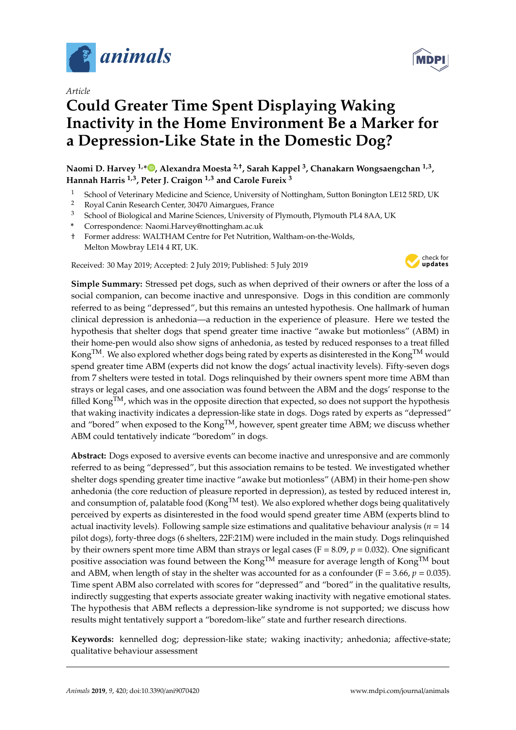*Article*

# Could Greater Time Spent Displaying Waking Inactivity in the Home Environment Be a Marker for a Depression-Like State in the Domestic Dog?

**Naomi D. Harvey [1,*], Alexandra Moesta [2,†], Sarah Kappel [3], Chanakarn Wongsaengchan [1,3], Hannah Harris [1,3], Peter J. Craigon [1,3] and Carole Fureix [3]**

1. School of Veterinary Medicine and Science, University of Nottingham, Sutton Bonington LE12 5RD, UK
2. Royal Canin Research Center, 30470 Aimargues, France
3. School of Biological and Marine Sciences, University of Plymouth, Plymouth PL4 8AA, UK

\* Correspondence: Naomi.Harvey@nottingham.ac.uk

† Former address: WALTHAM Centre for Pet Nutrition, Waltham-on-the-Wolds, Melton Mowbray LE14 4 RT, UK.

Received: 30 May 2019; Accepted: 2 July 2019; Published: 5 July 2019

**Simple Summary:** Stressed pet dogs, such as when deprived of their owners or after the loss of a social companion, can become inactive and unresponsive. Dogs in this condition are commonly referred to as being "depressed", but this remains an untested hypothesis. One hallmark of human clinical depression is anhedonia—a reduction in the experience of pleasure. Here we tested the hypothesis that shelter dogs that spend greater time inactive "awake but motionless" (ABM) in their home-pen would also show signs of anhedonia, as tested by reduced responses to a treat filled Kong™. We also explored whether dogs being rated by experts as disinterested in the Kong™ would spend greater time ABM (experts did not know the dogs' actual inactivity levels). Fifty-seven dogs from 7 shelters were tested in total. Dogs relinquished by their owners spent more time ABM than strays or legal cases, and one association was found between the ABM and the dogs' response to the filled Kong™, which was in the opposite direction that expected, so does not support the hypothesis that waking inactivity indicates a depression-like state in dogs. Dogs rated by experts as "depressed" and "bored" when exposed to the Kong™, however, spent greater time ABM; we discuss whether ABM could tentatively indicate "boredom" in dogs.

**Abstract:** Dogs exposed to aversive events can become inactive and unresponsive and are commonly referred to as being "depressed", but this association remains to be tested. We investigated whether shelter dogs spending greater time inactive "awake but motionless" (ABM) in their home-pen show anhedonia (the core reduction of pleasure reported in depression), as tested by reduced interest in, and consumption of, palatable food (Kong™ test). We also explored whether dogs being qualitatively perceived by experts as disinterested in the food would spend greater time ABM (experts blind to actual inactivity levels). Following sample size estimations and qualitative behaviour analysis ($n = 14$ pilot dogs), forty-three dogs (6 shelters, 22F:21M) were included in the main study. Dogs relinquished by their owners spent more time ABM than strays or legal cases ($F = 8.09$, $p = 0.032$). One significant positive association was found between the Kong™ measure for average length of Kong™ bout and ABM, when length of stay in the shelter was accounted for as a confounder ($F = 3.66$, $p = 0.035$). Time spent ABM also correlated with scores for "depressed" and "bored" in the qualitative results, indirectly suggesting that experts associate greater waking inactivity with negative emotional states. The hypothesis that ABM reflects a depression-like syndrome is not supported; we discuss how results might tentatively support a "boredom-like" state and further research directions.

**Keywords:** kennelled dog; depression-like state; waking inactivity; anhedonia; affective-state; qualitative behaviour assessment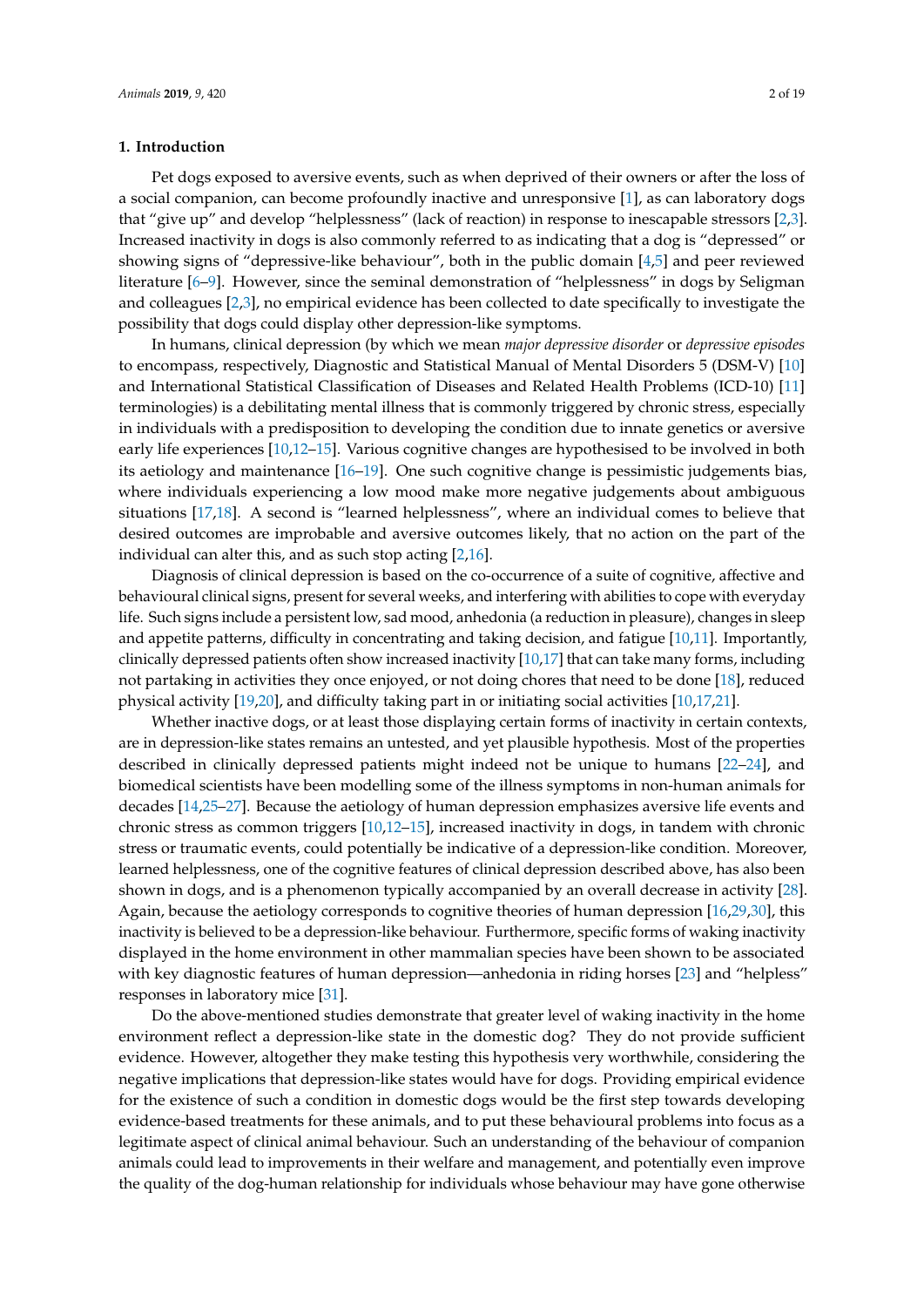## 1. Introduction

Pet dogs exposed to aversive events, such as when deprived of their owners or after the loss of a social companion, can become profoundly inactive and unresponsive [1], as can laboratory dogs that "give up" and develop "helplessness" (lack of reaction) in response to inescapable stressors [2,3]. Increased inactivity in dogs is also commonly referred to as indicating that a dog is "depressed" or showing signs of "depressive-like behaviour", both in the public domain [4,5] and peer reviewed literature [6–9]. However, since the seminal demonstration of "helplessness" in dogs by Seligman and colleagues [2,3], no empirical evidence has been collected to date specifically to investigate the possibility that dogs could display other depression-like symptoms.

In humans, clinical depression (by which we mean *major depressive disorder* or *depressive episodes* to encompass, respectively, Diagnostic and Statistical Manual of Mental Disorders 5 (DSM-V) [10] and International Statistical Classification of Diseases and Related Health Problems (ICD-10) [11] terminologies) is a debilitating mental illness that is commonly triggered by chronic stress, especially in individuals with a predisposition to developing the condition due to innate genetics or aversive early life experiences [10,12–15]. Various cognitive changes are hypothesised to be involved in both its aetiology and maintenance [16–19]. One such cognitive change is pessimistic judgements bias, where individuals experiencing a low mood make more negative judgements about ambiguous situations [17,18]. A second is "learned helplessness", where an individual comes to believe that desired outcomes are improbable and aversive outcomes likely, that no action on the part of the individual can alter this, and as such stop acting [2,16].

Diagnosis of clinical depression is based on the co-occurrence of a suite of cognitive, affective and behavioural clinical signs, present for several weeks, and interfering with abilities to cope with everyday life. Such signs include a persistent low, sad mood, anhedonia (a reduction in pleasure), changes in sleep and appetite patterns, difficulty in concentrating and taking decision, and fatigue [10,11]. Importantly, clinically depressed patients often show increased inactivity [10,17] that can take many forms, including not partaking in activities they once enjoyed, or not doing chores that need to be done [18], reduced physical activity [19,20], and difficulty taking part in or initiating social activities [10,17,21].

Whether inactive dogs, or at least those displaying certain forms of inactivity in certain contexts, are in depression-like states remains an untested, and yet plausible hypothesis. Most of the properties described in clinically depressed patients might indeed not be unique to humans [22–24], and biomedical scientists have been modelling some of the illness symptoms in non-human animals for decades [14,25–27]. Because the aetiology of human depression emphasizes aversive life events and chronic stress as common triggers [10,12–15], increased inactivity in dogs, in tandem with chronic stress or traumatic events, could potentially be indicative of a depression-like condition. Moreover, learned helplessness, one of the cognitive features of clinical depression described above, has also been shown in dogs, and is a phenomenon typically accompanied by an overall decrease in activity [28]. Again, because the aetiology corresponds to cognitive theories of human depression [16,29,30], this inactivity is believed to be a depression-like behaviour. Furthermore, specific forms of waking inactivity displayed in the home environment in other mammalian species have been shown to be associated with key diagnostic features of human depression—anhedonia in riding horses [23] and "helpless" responses in laboratory mice [31].

Do the above-mentioned studies demonstrate that greater level of waking inactivity in the home environment reflect a depression-like state in the domestic dog? They do not provide sufficient evidence. However, altogether they make testing this hypothesis very worthwhile, considering the negative implications that depression-like states would have for dogs. Providing empirical evidence for the existence of such a condition in domestic dogs would be the first step towards developing evidence-based treatments for these animals, and to put these behavioural problems into focus as a legitimate aspect of clinical animal behaviour. Such an understanding of the behaviour of companion animals could lead to improvements in their welfare and management, and potentially even improve the quality of the dog-human relationship for individuals whose behaviour may have gone otherwise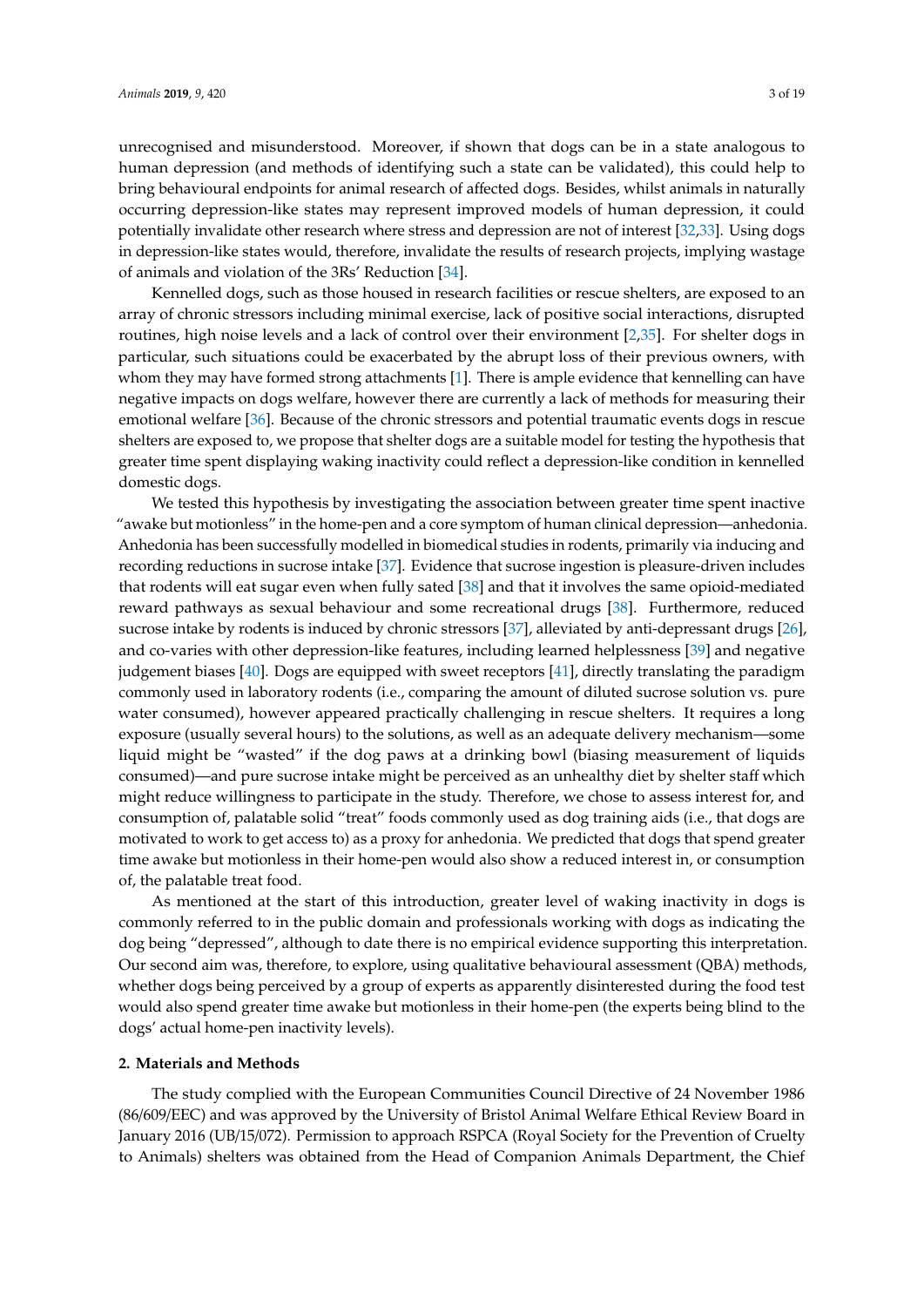unrecognised and misunderstood. Moreover, if shown that dogs can be in a state analogous to human depression (and methods of identifying such a state can be validated), this could help to bring behavioural endpoints for animal research of affected dogs. Besides, whilst animals in naturally occurring depression-like states may represent improved models of human depression, it could potentially invalidate other research where stress and depression are not of interest [32,33]. Using dogs in depression-like states would, therefore, invalidate the results of research projects, implying wastage of animals and violation of the 3Rs' Reduction [34].

Kennelled dogs, such as those housed in research facilities or rescue shelters, are exposed to an array of chronic stressors including minimal exercise, lack of positive social interactions, disrupted routines, high noise levels and a lack of control over their environment [2,35]. For shelter dogs in particular, such situations could be exacerbated by the abrupt loss of their previous owners, with whom they may have formed strong attachments [1]. There is ample evidence that kennelling can have negative impacts on dogs welfare, however there are currently a lack of methods for measuring their emotional welfare [36]. Because of the chronic stressors and potential traumatic events dogs in rescue shelters are exposed to, we propose that shelter dogs are a suitable model for testing the hypothesis that greater time spent displaying waking inactivity could reflect a depression-like condition in kennelled domestic dogs.

We tested this hypothesis by investigating the association between greater time spent inactive "awake but motionless" in the home-pen and a core symptom of human clinical depression—anhedonia. Anhedonia has been successfully modelled in biomedical studies in rodents, primarily via inducing and recording reductions in sucrose intake [37]. Evidence that sucrose ingestion is pleasure-driven includes that rodents will eat sugar even when fully sated [38] and that it involves the same opioid-mediated reward pathways as sexual behaviour and some recreational drugs [38]. Furthermore, reduced sucrose intake by rodents is induced by chronic stressors [37], alleviated by anti-depressant drugs [26], and co-varies with other depression-like features, including learned helplessness [39] and negative judgement biases [40]. Dogs are equipped with sweet receptors [41], directly translating the paradigm commonly used in laboratory rodents (i.e., comparing the amount of diluted sucrose solution vs. pure water consumed), however appeared practically challenging in rescue shelters. It requires a long exposure (usually several hours) to the solutions, as well as an adequate delivery mechanism—some liquid might be "wasted" if the dog paws at a drinking bowl (biasing measurement of liquids consumed)—and pure sucrose intake might be perceived as an unhealthy diet by shelter staff which might reduce willingness to participate in the study. Therefore, we chose to assess interest for, and consumption of, palatable solid "treat" foods commonly used as dog training aids (i.e., that dogs are motivated to work to get access to) as a proxy for anhedonia. We predicted that dogs that spend greater time awake but motionless in their home-pen would also show a reduced interest in, or consumption of, the palatable treat food.

As mentioned at the start of this introduction, greater level of waking inactivity in dogs is commonly referred to in the public domain and professionals working with dogs as indicating the dog being "depressed", although to date there is no empirical evidence supporting this interpretation. Our second aim was, therefore, to explore, using qualitative behavioural assessment (QBA) methods, whether dogs being perceived by a group of experts as apparently disinterested during the food test would also spend greater time awake but motionless in their home-pen (the experts being blind to the dogs' actual home-pen inactivity levels).

## 2. Materials and Methods

The study complied with the European Communities Council Directive of 24 November 1986 (86/609/EEC) and was approved by the University of Bristol Animal Welfare Ethical Review Board in January 2016 (UB/15/072). Permission to approach RSPCA (Royal Society for the Prevention of Cruelty to Animals) shelters was obtained from the Head of Companion Animals Department, the Chief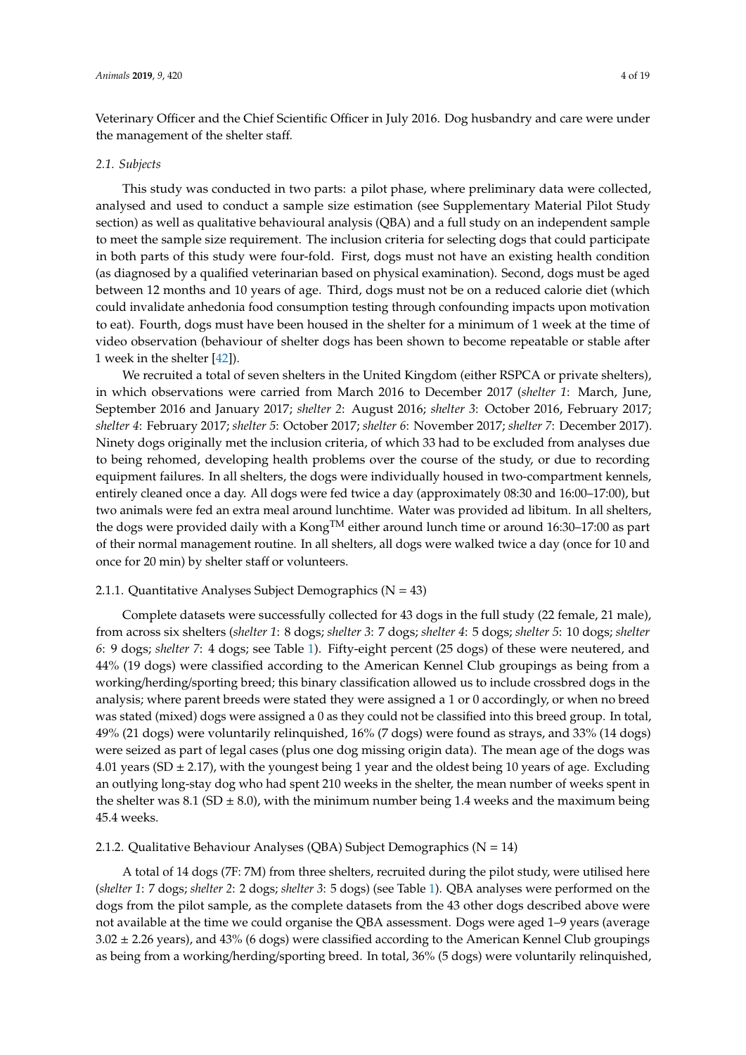Veterinary Officer and the Chief Scientific Officer in July 2016. Dog husbandry and care were under the management of the shelter staff.

### 2.1. Subjects

This study was conducted in two parts: a pilot phase, where preliminary data were collected, analysed and used to conduct a sample size estimation (see Supplementary Material Pilot Study section) as well as qualitative behavioural analysis (QBA) and a full study on an independent sample to meet the sample size requirement. The inclusion criteria for selecting dogs that could participate in both parts of this study were four-fold. First, dogs must not have an existing health condition (as diagnosed by a qualified veterinarian based on physical examination). Second, dogs must be aged between 12 months and 10 years of age. Third, dogs must not be on a reduced calorie diet (which could invalidate anhedonia food consumption testing through confounding impacts upon motivation to eat). Fourth, dogs must have been housed in the shelter for a minimum of 1 week at the time of video observation (behaviour of shelter dogs has been shown to become repeatable or stable after 1 week in the shelter [42]).

We recruited a total of seven shelters in the United Kingdom (either RSPCA or private shelters), in which observations were carried from March 2016 to December 2017 (*shelter 1*: March, June, September 2016 and January 2017; *shelter 2*: August 2016; *shelter 3*: October 2016, February 2017; *shelter 4*: February 2017; *shelter 5*: October 2017; *shelter 6*: November 2017; *shelter 7*: December 2017). Ninety dogs originally met the inclusion criteria, of which 33 had to be excluded from analyses due to being rehomed, developing health problems over the course of the study, or due to recording equipment failures. In all shelters, the dogs were individually housed in two-compartment kennels, entirely cleaned once a day. All dogs were fed twice a day (approximately 08:30 and 16:00–17:00), but two animals were fed an extra meal around lunchtime. Water was provided ad libitum. In all shelters, the dogs were provided daily with a Kong™ either around lunch time or around 16:30–17:00 as part of their normal management routine. In all shelters, all dogs were walked twice a day (once for 10 and once for 20 min) by shelter staff or volunteers.

#### 2.1.1. Quantitative Analyses Subject Demographics (N = 43)

Complete datasets were successfully collected for 43 dogs in the full study (22 female, 21 male), from across six shelters (*shelter 1*: 8 dogs; *shelter 3*: 7 dogs; *shelter 4*: 5 dogs; *shelter 5*: 10 dogs; *shelter 6*: 9 dogs; *shelter 7*: 4 dogs; see Table 1). Fifty-eight percent (25 dogs) of these were neutered, and 44% (19 dogs) were classified according to the American Kennel Club groupings as being from a working/herding/sporting breed; this binary classification allowed us to include crossbred dogs in the analysis; where parent breeds were stated they were assigned a 1 or 0 accordingly, or when no breed was stated (mixed) dogs were assigned a 0 as they could not be classified into this breed group. In total, 49% (21 dogs) were voluntarily relinquished, 16% (7 dogs) were found as strays, and 33% (14 dogs) were seized as part of legal cases (plus one dog missing origin data). The mean age of the dogs was 4.01 years (SD ± 2.17), with the youngest being 1 year and the oldest being 10 years of age. Excluding an outlying long-stay dog who had spent 210 weeks in the shelter, the mean number of weeks spent in the shelter was 8.1 (SD ± 8.0), with the minimum number being 1.4 weeks and the maximum being 45.4 weeks.

#### 2.1.2. Qualitative Behaviour Analyses (QBA) Subject Demographics (N = 14)

A total of 14 dogs (7F: 7M) from three shelters, recruited during the pilot study, were utilised here (*shelter 1*: 7 dogs; *shelter 2*: 2 dogs; *shelter 3*: 5 dogs) (see Table 1). QBA analyses were performed on the dogs from the pilot sample, as the complete datasets from the 43 other dogs described above were not available at the time we could organise the QBA assessment. Dogs were aged 1–9 years (average 3.02 ± 2.26 years), and 43% (6 dogs) were classified according to the American Kennel Club groupings as being from a working/herding/sporting breed. In total, 36% (5 dogs) were voluntarily relinquished,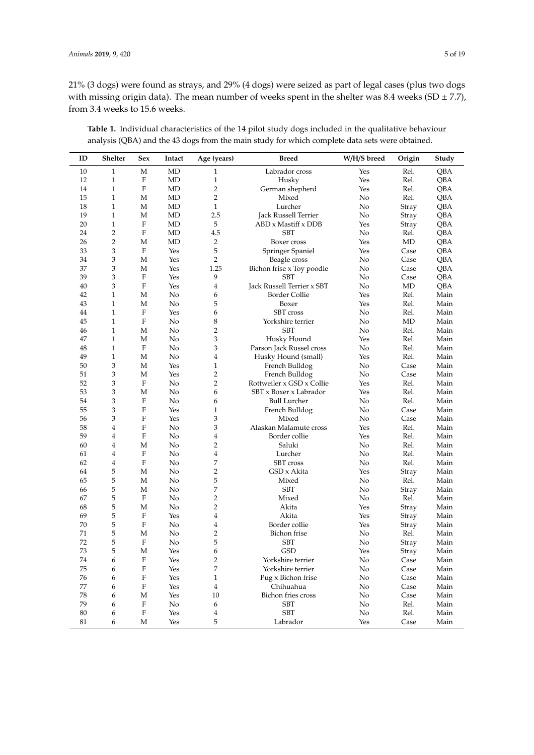21% (3 dogs) were found as strays, and 29% (4 dogs) were seized as part of legal cases (plus two dogs with missing origin data). The mean number of weeks spent in the shelter was 8.4 weeks (SD ± 7.7), from 3.4 weeks to 15.6 weeks.

**Table 1.** Individual characteristics of the 14 pilot study dogs included in the qualitative behaviour analysis (QBA) and the 43 dogs from the main study for which complete data sets were obtained.

| ID | Shelter | Sex | Intact | Age (years) | Breed | W/H/S breed | Origin | Study |
|---|---|---|---|---|---|---|---|---|
| 10 | 1 | M | MD | 1 | Labrador cross | Yes | Rel. | QBA |
| 12 | 1 | F | MD | 1 | Husky | Yes | Rel. | QBA |
| 14 | 1 | F | MD | 2 | German shepherd | Yes | Rel. | QBA |
| 15 | 1 | M | MD | 2 | Mixed | No | Rel. | QBA |
| 18 | 1 | M | MD | 1 | Lurcher | No | Stray | QBA |
| 19 | 1 | M | MD | 2.5 | Jack Russell Terrier | No | Stray | QBA |
| 20 | 1 | F | MD | 5 | ABD x Mastiff x DDB | Yes | Stray | QBA |
| 24 | 2 | F | MD | 4.5 | SBT | No | Rel. | QBA |
| 26 | 2 | M | MD | 2 | Boxer cross | Yes | MD | QBA |
| 33 | 3 | F | Yes | 5 | Springer Spaniel | Yes | Case | QBA |
| 34 | 3 | M | Yes | 2 | Beagle cross | No | Case | QBA |
| 37 | 3 | M | Yes | 1.25 | Bichon frise x Toy poodle | No | Case | QBA |
| 39 | 3 | F | Yes | 9 | SBT | No | Case | QBA |
| 40 | 3 | F | Yes | 4 | Jack Russell Terrier x SBT | No | MD | QBA |
| 42 | 1 | M | No | 6 | Border Collie | Yes | Rel. | Main |
| 43 | 1 | M | No | 5 | Boxer | Yes | Rel. | Main |
| 44 | 1 | F | Yes | 6 | SBT cross | No | Rel. | Main |
| 45 | 1 | F | No | 8 | Yorkshire terrier | No | MD | Main |
| 46 | 1 | M | No | 2 | SBT | No | Rel. | Main |
| 47 | 1 | M | No | 3 | Husky Hound | Yes | Rel. | Main |
| 48 | 1 | F | No | 3 | Parson Jack Russel cross | No | Rel. | Main |
| 49 | 1 | M | No | 4 | Husky Hound (small) | Yes | Rel. | Main |
| 50 | 3 | M | Yes | 1 | French Bulldog | No | Case | Main |
| 51 | 3 | M | Yes | 2 | French Bulldog | No | Case | Main |
| 52 | 3 | F | No | 2 | Rottweiler x GSD x Collie | Yes | Rel. | Main |
| 53 | 3 | M | No | 6 | SBT x Boxer x Labrador | Yes | Rel. | Main |
| 54 | 3 | F | No | 6 | Bull Lurcher | No | Rel. | Main |
| 55 | 3 | F | Yes | 1 | French Bulldog | No | Case | Main |
| 56 | 3 | F | Yes | 3 | Mixed | No | Case | Main |
| 58 | 4 | F | No | 3 | Alaskan Malamute cross | Yes | Rel. | Main |
| 59 | 4 | F | No | 4 | Border collie | Yes | Rel. | Main |
| 60 | 4 | M | No | 2 | Saluki | No | Rel. | Main |
| 61 | 4 | F | No | 4 | Lurcher | No | Rel. | Main |
| 62 | 4 | F | No | 7 | SBT cross | No | Rel. | Main |
| 64 | 5 | M | No | 2 | GSD x Akita | Yes | Stray | Main |
| 65 | 5 | M | No | 5 | Mixed | No | Rel. | Main |
| 66 | 5 | M | No | 7 | SBT | No | Stray | Main |
| 67 | 5 | F | No | 2 | Mixed | No | Rel. | Main |
| 68 | 5 | M | No | 2 | Akita | Yes | Stray | Main |
| 69 | 5 | F | Yes | 4 | Akita | Yes | Stray | Main |
| 70 | 5 | F | No | 4 | Border collie | Yes | Stray | Main |
| 71 | 5 | M | No | 2 | Bichon frise | No | Rel. | Main |
| 72 | 5 | F | No | 5 | SBT | No | Stray | Main |
| 73 | 5 | M | Yes | 6 | GSD | Yes | Stray | Main |
| 74 | 6 | F | Yes | 2 | Yorkshire terrier | No | Case | Main |
| 75 | 6 | F | Yes | 7 | Yorkshire terrier | No | Case | Main |
| 76 | 6 | F | Yes | 1 | Pug x Bichon frise | No | Case | Main |
| 77 | 6 | F | Yes | 4 | Chihuahua | No | Case | Main |
| 78 | 6 | M | Yes | 10 | Bichon fries cross | No | Case | Main |
| 79 | 6 | F | No | 6 | SBT | No | Rel. | Main |
| 80 | 6 | F | Yes | 4 | SBT | No | Rel. | Main |
| 81 | 6 | M | Yes | 5 | Labrador | Yes | Case | Main |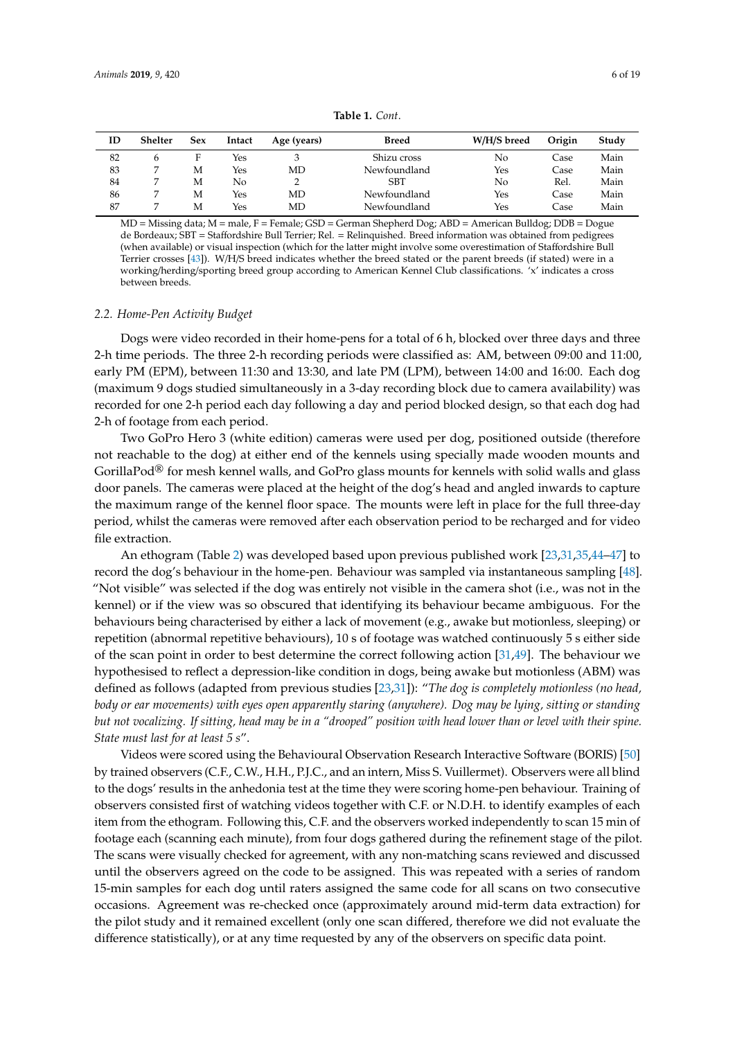**Table 1.** *Cont.*

| ID | Shelter | Sex | Intact | Age (years) | Breed | W/H/S breed | Origin | Study |
|---|---|---|---|---|---|---|---|---|
| 82 | 6 | F | Yes | 3 | Shizu cross | No | Case | Main |
| 83 | 7 | M | Yes | MD | Newfoundland | Yes | Case | Main |
| 84 | 7 | M | No | 2 | SBT | No | Rel. | Main |
| 86 | 7 | M | Yes | MD | Newfoundland | Yes | Case | Main |
| 87 | 7 | M | Yes | MD | Newfoundland | Yes | Case | Main |

MD = Missing data; M = male, F = Female; GSD = German Shepherd Dog; ABD = American Bulldog; DDB = Dogue de Bordeaux; SBT = Staffordshire Bull Terrier; Rel. = Relinquished. Breed information was obtained from pedigrees (when available) or visual inspection (which for the latter might involve some overestimation of Staffordshire Bull Terrier crosses [43]). W/H/S breed indicates whether the breed stated or the parent breeds (if stated) were in a working/herding/sporting breed group according to American Kennel Club classifications. 'x' indicates a cross between breeds.

### 2.2. Home-Pen Activity Budget

Dogs were video recorded in their home-pens for a total of 6 h, blocked over three days and three 2-h time periods. The three 2-h recording periods were classified as: AM, between 09:00 and 11:00, early PM (EPM), between 11:30 and 13:30, and late PM (LPM), between 14:00 and 16:00. Each dog (maximum 9 dogs studied simultaneously in a 3-day recording block due to camera availability) was recorded for one 2-h period each day following a day and period blocked design, so that each dog had 2-h of footage from each period.

Two GoPro Hero 3 (white edition) cameras were used per dog, positioned outside (therefore not reachable to the dog) at either end of the kennels using specially made wooden mounts and GorillaPod® for mesh kennel walls, and GoPro glass mounts for kennels with solid walls and glass door panels. The cameras were placed at the height of the dog's head and angled inwards to capture the maximum range of the kennel floor space. The mounts were left in place for the full three-day period, whilst the cameras were removed after each observation period to be recharged and for video file extraction.

An ethogram (Table 2) was developed based upon previous published work [23,31,35,44–47] to record the dog's behaviour in the home-pen. Behaviour was sampled via instantaneous sampling [48]. "Not visible" was selected if the dog was entirely not visible in the camera shot (i.e., was not in the kennel) or if the view was so obscured that identifying its behaviour became ambiguous. For the behaviours being characterised by either a lack of movement (e.g., awake but motionless, sleeping) or repetition (abnormal repetitive behaviours), 10 s of footage was watched continuously 5 s either side of the scan point in order to best determine the correct following action [31,49]. The behaviour we hypothesised to reflect a depression-like condition in dogs, being awake but motionless (ABM) was defined as follows (adapted from previous studies [23,31]): "*The dog is completely motionless (no head, body or ear movements) with eyes open apparently staring (anywhere). Dog may be lying, sitting or standing but not vocalizing. If sitting, head may be in a "drooped" position with head lower than or level with their spine. State must last for at least 5 s*".

Videos were scored using the Behavioural Observation Research Interactive Software (BORIS) [50] by trained observers (C.F., C.W., H.H., P.J.C., and an intern, Miss S. Vuillermet). Observers were all blind to the dogs' results in the anhedonia test at the time they were scoring home-pen behaviour. Training of observers consisted first of watching videos together with C.F. or N.D.H. to identify examples of each item from the ethogram. Following this, C.F. and the observers worked independently to scan 15 min of footage each (scanning each minute), from four dogs gathered during the refinement stage of the pilot. The scans were visually checked for agreement, with any non-matching scans reviewed and discussed until the observers agreed on the code to be assigned. This was repeated with a series of random 15-min samples for each dog until raters assigned the same code for all scans on two consecutive occasions. Agreement was re-checked once (approximately around mid-term data extraction) for the pilot study and it remained excellent (only one scan differed, therefore we did not evaluate the difference statistically), or at any time requested by any of the observers on specific data point.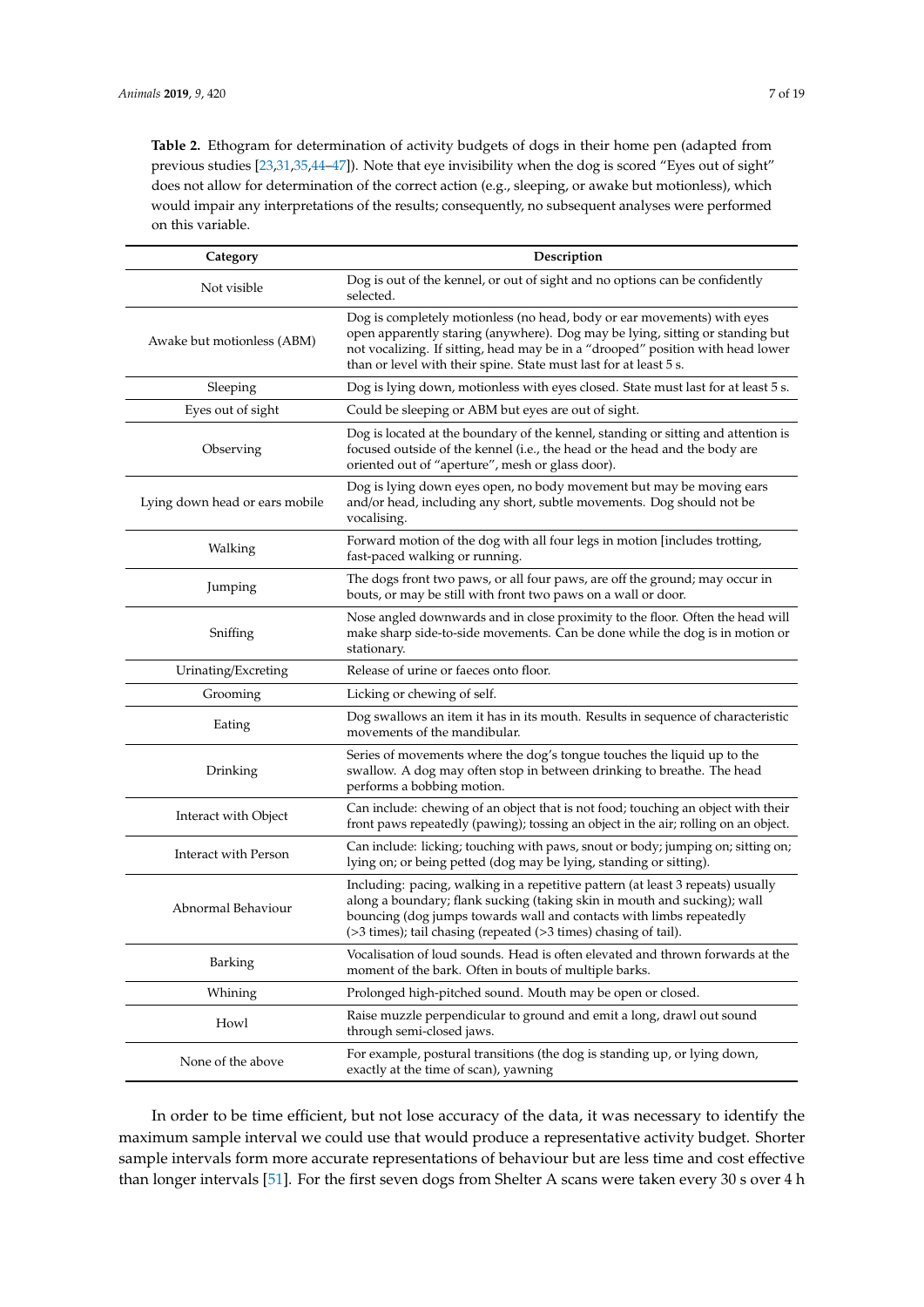**Table 2.** Ethogram for determination of activity budgets of dogs in their home pen (adapted from previous studies [23,31,35,44–47]). Note that eye invisibility when the dog is scored "Eyes out of sight" does not allow for determination of the correct action (e.g., sleeping, or awake but motionless), which would impair any interpretations of the results; consequently, no subsequent analyses were performed on this variable.

| Category | Description |
|---|---|
| Not visible | Dog is out of the kennel, or out of sight and no options can be confidently selected. |
| Awake but motionless (ABM) | Dog is completely motionless (no head, body or ear movements) with eyes open apparently staring (anywhere). Dog may be lying, sitting or standing but not vocalizing. If sitting, head may be in a "drooped" position with head lower than or level with their spine. State must last for at least 5 s. |
| Sleeping | Dog is lying down, motionless with eyes closed. State must last for at least 5 s. |
| Eyes out of sight | Could be sleeping or ABM but eyes are out of sight. |
| Observing | Dog is located at the boundary of the kennel, standing or sitting and attention is focused outside of the kennel (i.e., the head or the head and the body are oriented out of "aperture", mesh or glass door). |
| Lying down head or ears mobile | Dog is lying down eyes open, no body movement but may be moving ears and/or head, including any short, subtle movements. Dog should not be vocalising. |
| Walking | Forward motion of the dog with all four legs in motion [includes trotting, fast-paced walking or running. |
| Jumping | The dogs front two paws, or all four paws, are off the ground; may occur in bouts, or may be still with front two paws on a wall or door. |
| Sniffing | Nose angled downwards and in close proximity to the floor. Often the head will make sharp side-to-side movements. Can be done while the dog is in motion or stationary. |
| Urinating/Excreting | Release of urine or faeces onto floor. |
| Grooming | Licking or chewing of self. |
| Eating | Dog swallows an item it has in its mouth. Results in sequence of characteristic movements of the mandibular. |
| Drinking | Series of movements where the dog's tongue touches the liquid up to the swallow. A dog may often stop in between drinking to breathe. The head performs a bobbing motion. |
| Interact with Object | Can include: chewing of an object that is not food; touching an object with their front paws repeatedly (pawing); tossing an object in the air; rolling on an object. |
| Interact with Person | Can include: licking; touching with paws, snout or body; jumping on; sitting on; lying on; or being petted (dog may be lying, standing or sitting). |
| Abnormal Behaviour | Including: pacing, walking in a repetitive pattern (at least 3 repeats) usually along a boundary; flank sucking (taking skin in mouth and sucking); wall bouncing (dog jumps towards wall and contacts with limbs repeatedly (>3 times); tail chasing (repeated (>3 times) chasing of tail). |
| Barking | Vocalisation of loud sounds. Head is often elevated and thrown forwards at the moment of the bark. Often in bouts of multiple barks. |
| Whining | Prolonged high-pitched sound. Mouth may be open or closed. |
| Howl | Raise muzzle perpendicular to ground and emit a long, drawl out sound through semi-closed jaws. |
| None of the above | For example, postural transitions (the dog is standing up, or lying down, exactly at the time of scan), yawning |

In order to be time efficient, but not lose accuracy of the data, it was necessary to identify the maximum sample interval we could use that would produce a representative activity budget. Shorter sample intervals form more accurate representations of behaviour but are less time and cost effective than longer intervals [51]. For the first seven dogs from Shelter A scans were taken every 30 s over 4 h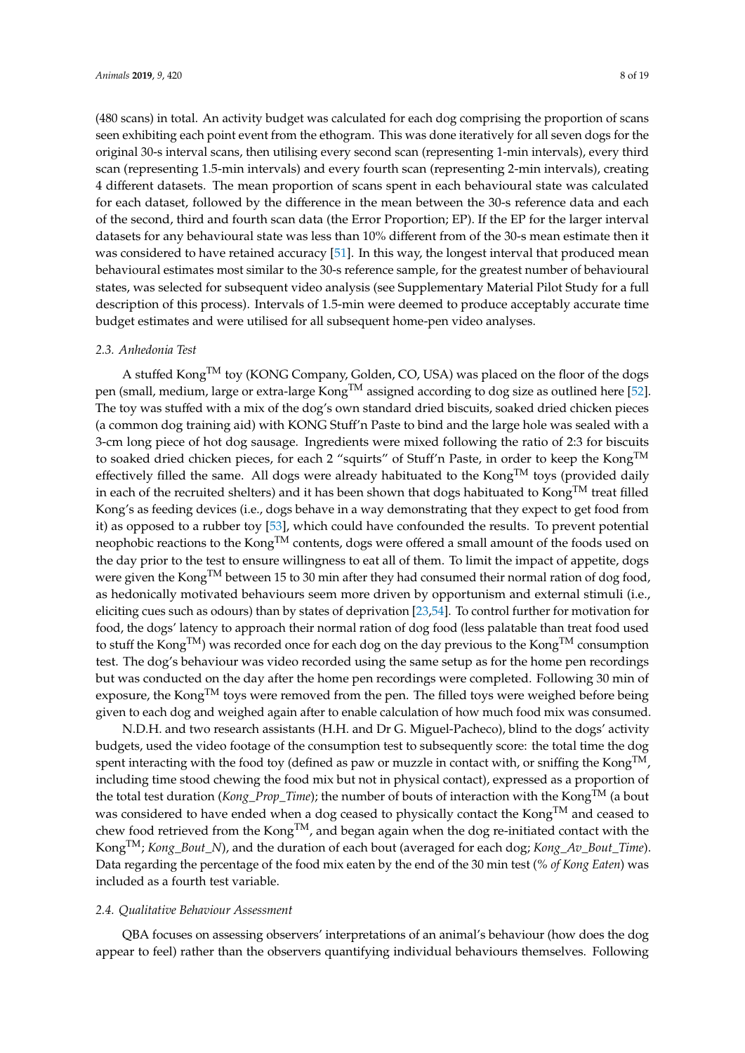(480 scans) in total. An activity budget was calculated for each dog comprising the proportion of scans seen exhibiting each point event from the ethogram. This was done iteratively for all seven dogs for the original 30-s interval scans, then utilising every second scan (representing 1-min intervals), every third scan (representing 1.5-min intervals) and every fourth scan (representing 2-min intervals), creating 4 different datasets. The mean proportion of scans spent in each behavioural state was calculated for each dataset, followed by the difference in the mean between the 30-s reference data and each of the second, third and fourth scan data (the Error Proportion; EP). If the EP for the larger interval datasets for any behavioural state was less than 10% different from of the 30-s mean estimate then it was considered to have retained accuracy [51]. In this way, the longest interval that produced mean behavioural estimates most similar to the 30-s reference sample, for the greatest number of behavioural states, was selected for subsequent video analysis (see Supplementary Material Pilot Study for a full description of this process). Intervals of 1.5-min were deemed to produce acceptably accurate time budget estimates and were utilised for all subsequent home-pen video analyses.

### 2.3. Anhedonia Test

A stuffed Kong$^{TM}$ toy (KONG Company, Golden, CO, USA) was placed on the floor of the dogs pen (small, medium, large or extra-large Kong$^{TM}$ assigned according to dog size as outlined here [52]. The toy was stuffed with a mix of the dog's own standard dried biscuits, soaked dried chicken pieces (a common dog training aid) with KONG Stuff'n Paste to bind and the large hole was sealed with a 3-cm long piece of hot dog sausage. Ingredients were mixed following the ratio of 2:3 for biscuits to soaked dried chicken pieces, for each 2 "squirts" of Stuff'n Paste, in order to keep the Kong$^{TM}$ effectively filled the same. All dogs were already habituated to the Kong$^{TM}$ toys (provided daily in each of the recruited shelters) and it has been shown that dogs habituated to Kong$^{TM}$ treat filled Kong's as feeding devices (i.e., dogs behave in a way demonstrating that they expect to get food from it) as opposed to a rubber toy [53], which could have confounded the results. To prevent potential neophobic reactions to the Kong$^{TM}$ contents, dogs were offered a small amount of the foods used on the day prior to the test to ensure willingness to eat all of them. To limit the impact of appetite, dogs were given the Kong$^{TM}$ between 15 to 30 min after they had consumed their normal ration of dog food, as hedonically motivated behaviours seem more driven by opportunism and external stimuli (i.e., eliciting cues such as odours) than by states of deprivation [23,54]. To control further for motivation for food, the dogs' latency to approach their normal ration of dog food (less palatable than treat food used to stuff the Kong$^{TM}$) was recorded once for each dog on the day previous to the Kong$^{TM}$ consumption test. The dog's behaviour was video recorded using the same setup as for the home pen recordings but was conducted on the day after the home pen recordings were completed. Following 30 min of exposure, the Kong$^{TM}$ toys were removed from the pen. The filled toys were weighed before being given to each dog and weighed again after to enable calculation of how much food mix was consumed.

N.D.H. and two research assistants (H.H. and Dr G. Miguel-Pacheco), blind to the dogs' activity budgets, used the video footage of the consumption test to subsequently score: the total time the dog spent interacting with the food toy (defined as paw or muzzle in contact with, or sniffing the Kong$^{TM}$, including time stood chewing the food mix but not in physical contact), expressed as a proportion of the total test duration (*Kong_Prop_Time*); the number of bouts of interaction with the Kong$^{TM}$ (a bout was considered to have ended when a dog ceased to physically contact the Kong$^{TM}$ and ceased to chew food retrieved from the Kong$^{TM}$, and began again when the dog re-initiated contact with the Kong$^{TM}$; *Kong_Bout_N*), and the duration of each bout (averaged for each dog; *Kong_Av_Bout_Time*). Data regarding the percentage of the food mix eaten by the end of the 30 min test (*% of Kong Eaten*) was included as a fourth test variable.

### 2.4. Qualitative Behaviour Assessment

QBA focuses on assessing observers' interpretations of an animal's behaviour (how does the dog appear to feel) rather than the observers quantifying individual behaviours themselves. Following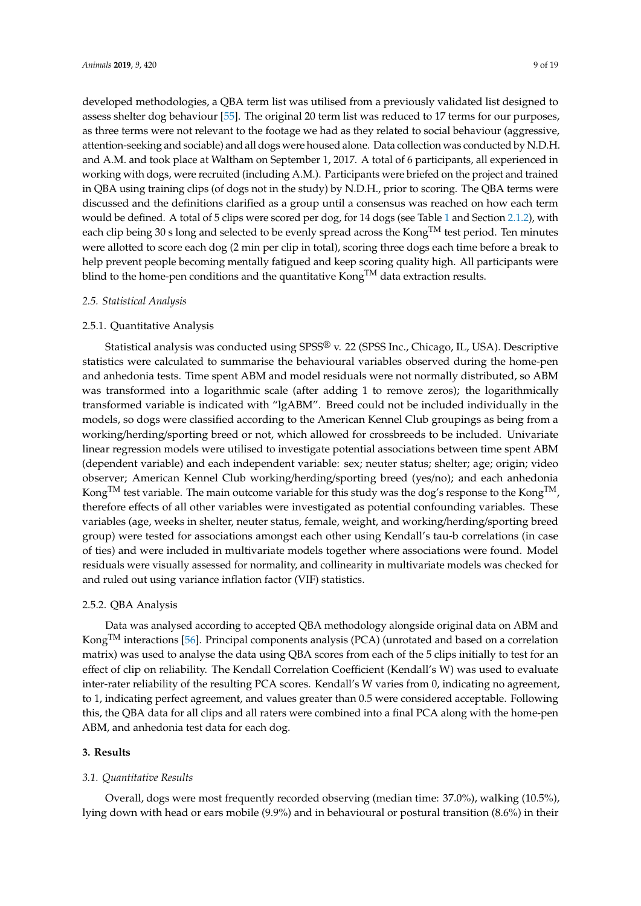developed methodologies, a QBA term list was utilised from a previously validated list designed to assess shelter dog behaviour [55]. The original 20 term list was reduced to 17 terms for our purposes, as three terms were not relevant to the footage we had as they related to social behaviour (aggressive, attention-seeking and sociable) and all dogs were housed alone. Data collection was conducted by N.D.H. and A.M. and took place at Waltham on September 1, 2017. A total of 6 participants, all experienced in working with dogs, were recruited (including A.M.). Participants were briefed on the project and trained in QBA using training clips (of dogs not in the study) by N.D.H., prior to scoring. The QBA terms were discussed and the definitions clarified as a group until a consensus was reached on how each term would be defined. A total of 5 clips were scored per dog, for 14 dogs (see Table 1 and Section 2.1.2), with each clip being 30 s long and selected to be evenly spread across the Kong™ test period. Ten minutes were allotted to score each dog (2 min per clip in total), scoring three dogs each time before a break to help prevent people becoming mentally fatigued and keep scoring quality high. All participants were blind to the home-pen conditions and the quantitative Kong™ data extraction results.

### *2.5. Statistical Analysis*

#### 2.5.1. Quantitative Analysis

Statistical analysis was conducted using SPSS® v. 22 (SPSS Inc., Chicago, IL, USA). Descriptive statistics were calculated to summarise the behavioural variables observed during the home-pen and anhedonia tests. Time spent ABM and model residuals were not normally distributed, so ABM was transformed into a logarithmic scale (after adding 1 to remove zeros); the logarithmically transformed variable is indicated with "lgABM". Breed could not be included individually in the models, so dogs were classified according to the American Kennel Club groupings as being from a working/herding/sporting breed or not, which allowed for crossbreeds to be included. Univariate linear regression models were utilised to investigate potential associations between time spent ABM (dependent variable) and each independent variable: sex; neuter status; shelter; age; origin; video observer; American Kennel Club working/herding/sporting breed (yes/no); and each anhedonia Kong™ test variable. The main outcome variable for this study was the dog's response to the Kong™, therefore effects of all other variables were investigated as potential confounding variables. These variables (age, weeks in shelter, neuter status, female, weight, and working/herding/sporting breed group) were tested for associations amongst each other using Kendall's tau-b correlations (in case of ties) and were included in multivariate models together where associations were found. Model residuals were visually assessed for normality, and collinearity in multivariate models was checked for and ruled out using variance inflation factor (VIF) statistics.

#### 2.5.2. QBA Analysis

Data was analysed according to accepted QBA methodology alongside original data on ABM and Kong™ interactions [56]. Principal components analysis (PCA) (unrotated and based on a correlation matrix) was used to analyse the data using QBA scores from each of the 5 clips initially to test for an effect of clip on reliability. The Kendall Correlation Coefficient (Kendall's W) was used to evaluate inter-rater reliability of the resulting PCA scores. Kendall's W varies from 0, indicating no agreement, to 1, indicating perfect agreement, and values greater than 0.5 were considered acceptable. Following this, the QBA data for all clips and all raters were combined into a final PCA along with the home-pen ABM, and anhedonia test data for each dog.

## **3. Results**

### *3.1. Quantitative Results*

Overall, dogs were most frequently recorded observing (median time: 37.0%), walking (10.5%), lying down with head or ears mobile (9.9%) and in behavioural or postural transition (8.6%) in their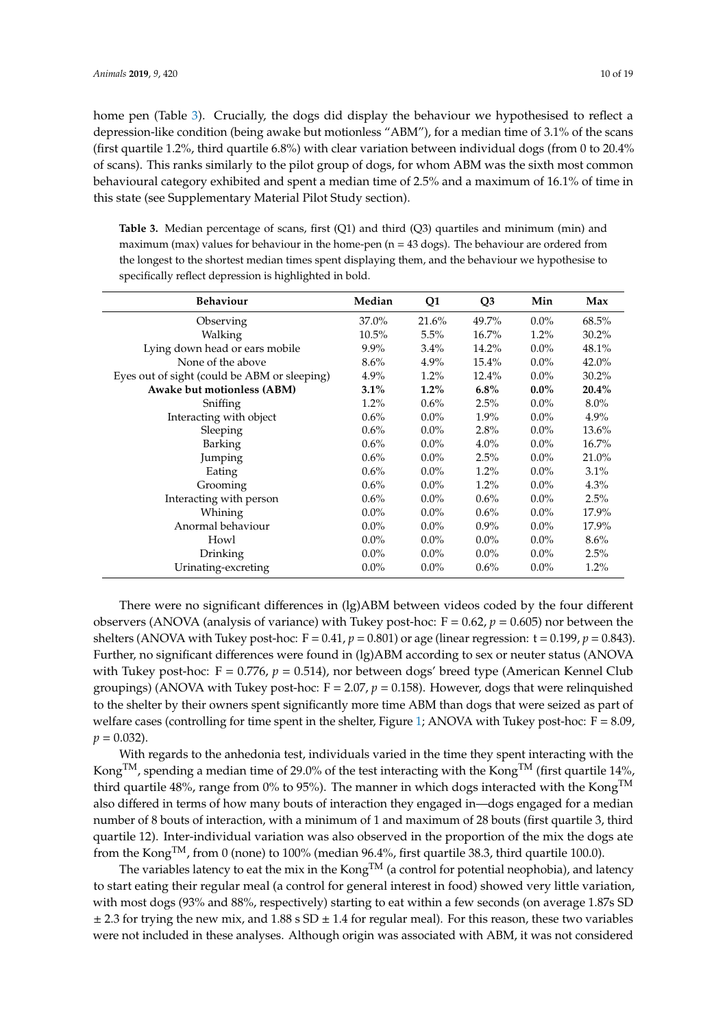home pen (Table 3). Crucially, the dogs did display the behaviour we hypothesised to reflect a depression-like condition (being awake but motionless "ABM"), for a median time of 3.1% of the scans (first quartile 1.2%, third quartile 6.8%) with clear variation between individual dogs (from 0 to 20.4% of scans). This ranks similarly to the pilot group of dogs, for whom ABM was the sixth most common behavioural category exhibited and spent a median time of 2.5% and a maximum of 16.1% of time in this state (see Supplementary Material Pilot Study section).

**Table 3.** Median percentage of scans, first (Q1) and third (Q3) quartiles and minimum (min) and maximum (max) values for behaviour in the home-pen (n = 43 dogs). The behaviour are ordered from the longest to the shortest median times spent displaying them, and the behaviour we hypothesise to specifically reflect depression is highlighted in bold.

| Behaviour | Median | Q1 | Q3 | Min | Max |
|---|---|---|---|---|---|
| Observing | 37.0% | 21.6% | 49.7% | 0.0% | 68.5% |
| Walking | 10.5% | 5.5% | 16.7% | 1.2% | 30.2% |
| Lying down head or ears mobile | 9.9% | 3.4% | 14.2% | 0.0% | 48.1% |
| None of the above | 8.6% | 4.9% | 15.4% | 0.0% | 42.0% |
| Eyes out of sight (could be ABM or sleeping) | 4.9% | 1.2% | 12.4% | 0.0% | 30.2% |
| **Awake but motionless (ABM)** | **3.1%** | **1.2%** | **6.8%** | **0.0%** | **20.4%** |
| Sniffing | 1.2% | 0.6% | 2.5% | 0.0% | 8.0% |
| Interacting with object | 0.6% | 0.0% | 1.9% | 0.0% | 4.9% |
| Sleeping | 0.6% | 0.0% | 2.8% | 0.0% | 13.6% |
| Barking | 0.6% | 0.0% | 4.0% | 0.0% | 16.7% |
| Jumping | 0.6% | 0.0% | 2.5% | 0.0% | 21.0% |
| Eating | 0.6% | 0.0% | 1.2% | 0.0% | 3.1% |
| Grooming | 0.6% | 0.0% | 1.2% | 0.0% | 4.3% |
| Interacting with person | 0.6% | 0.0% | 0.6% | 0.0% | 2.5% |
| Whining | 0.0% | 0.0% | 0.6% | 0.0% | 17.9% |
| Anormal behaviour | 0.0% | 0.0% | 0.9% | 0.0% | 17.9% |
| Howl | 0.0% | 0.0% | 0.0% | 0.0% | 8.6% |
| Drinking | 0.0% | 0.0% | 0.0% | 0.0% | 2.5% |
| Urinating-excreting | 0.0% | 0.0% | 0.6% | 0.0% | 1.2% |

There were no significant differences in (lg)ABM between videos coded by the four different observers (ANOVA (analysis of variance) with Tukey post-hoc: F = 0.62, $p = 0.605$) nor between the shelters (ANOVA with Tukey post-hoc: F = 0.41, $p = 0.801$) or age (linear regression: t = 0.199, $p = 0.843$). Further, no significant differences were found in (lg)ABM according to sex or neuter status (ANOVA with Tukey post-hoc: F = 0.776, $p = 0.514$), nor between dogs' breed type (American Kennel Club groupings) (ANOVA with Tukey post-hoc: F = 2.07, $p = 0.158$). However, dogs that were relinquished to the shelter by their owners spent significantly more time ABM than dogs that were seized as part of welfare cases (controlling for time spent in the shelter, Figure 1; ANOVA with Tukey post-hoc: F = 8.09, $p = 0.032$).

With regards to the anhedonia test, individuals varied in the time they spent interacting with the Kong™, spending a median time of 29.0% of the test interacting with the Kong™ (first quartile 14%, third quartile 48%, range from 0% to 95%). The manner in which dogs interacted with the Kong™ also differed in terms of how many bouts of interaction they engaged in—dogs engaged for a median number of 8 bouts of interaction, with a minimum of 1 and maximum of 28 bouts (first quartile 3, third quartile 12). Inter-individual variation was also observed in the proportion of the mix the dogs ate from the Kong™, from 0 (none) to 100% (median 96.4%, first quartile 38.3, third quartile 100.0).

The variables latency to eat the mix in the Kong™ (a control for potential neophobia), and latency to start eating their regular meal (a control for general interest in food) showed very little variation, with most dogs (93% and 88%, respectively) starting to eat within a few seconds (on average 1.87s SD ± 2.3 for trying the new mix, and 1.88 s SD ± 1.4 for regular meal). For this reason, these two variables were not included in these analyses. Although origin was associated with ABM, it was not considered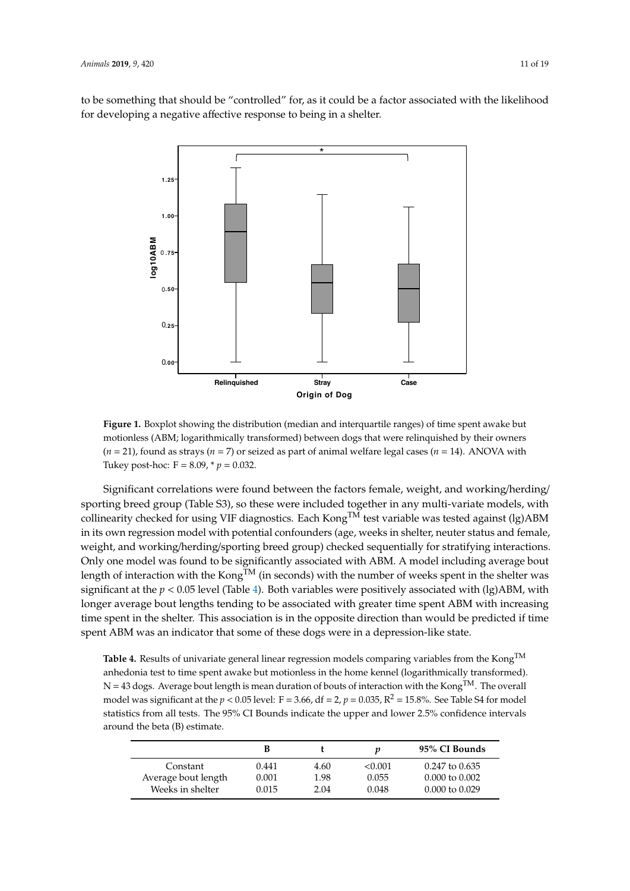to be something that should be "controlled" for, as it could be a factor associated with the likelihood for developing a negative affective response to being in a shelter.

**Figure 1.** Boxplot showing the distribution (median and interquartile ranges) of time spent awake but motionless (ABM; logarithmically transformed) between dogs that were relinquished by their owners ($n = 21$), found as strays ($n = 7$) or seized as part of animal welfare legal cases ($n = 14$). ANOVA with Tukey post-hoc: $F = 8.09$, * $p = 0.032$.

Significant correlations were found between the factors female, weight, and working/herding/sporting breed group (Table S3), so these were included together in any multi-variate models, with collinearity checked for using VIF diagnostics. Each Kong$^{TM}$ test variable was tested against (lg)ABM in its own regression model with potential confounders (age, weeks in shelter, neuter status and female, weight, and working/herding/sporting breed group) checked sequentially for stratifying interactions. Only one model was found to be significantly associated with ABM. A model including average bout length of interaction with the Kong$^{TM}$ (in seconds) with the number of weeks spent in the shelter was significant at the $p < 0.05$ level (Table 4). Both variables were positively associated with (lg)ABM, with longer average bout lengths tending to be associated with greater time spent ABM with increasing time spent in the shelter. This association is in the opposite direction than would be predicted if time spent ABM was an indicator that some of these dogs were in a depression-like state.

**Table 4.** Results of univariate general linear regression models comparing variables from the Kong$^{TM}$ anhedonia test to time spent awake but motionless in the home kennel (logarithmically transformed). N = 43 dogs. Average bout length is mean duration of bouts of interaction with the Kong$^{TM}$. The overall model was significant at the $p < 0.05$ level: $F = 3.66$, $df = 2$, $p = 0.035$, $R^2 = 15.8\%$. See Table S4 for model statistics from all tests. The 95% CI Bounds indicate the upper and lower 2.5% confidence intervals around the beta (B) estimate.

| | B | t | *p* | 95% CI Bounds |
|---|---|---|---|---|
| Constant | 0.441 | 4.60 | <0.001 | 0.247 to 0.635 |
| Average bout length | 0.001 | 1.98 | 0.055 | 0.000 to 0.002 |
| Weeks in shelter | 0.015 | 2.04 | 0.048 | 0.000 to 0.029 |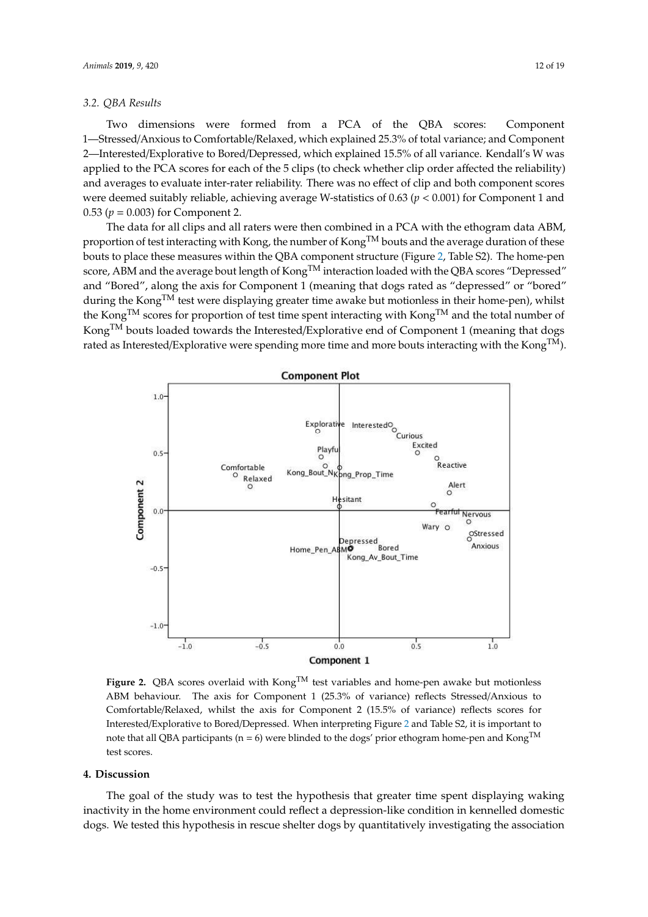### 3.2. QBA Results

Two dimensions were formed from a PCA of the QBA scores: Component 1—Stressed/Anxious to Comfortable/Relaxed, which explained 25.3% of total variance; and Component 2—Interested/Explorative to Bored/Depressed, which explained 15.5% of all variance. Kendall's W was applied to the PCA scores for each of the 5 clips (to check whether clip order affected the reliability) and averages to evaluate inter-rater reliability. There was no effect of clip and both component scores were deemed suitably reliable, achieving average W-statistics of 0.63 ($p < 0.001$) for Component 1 and 0.53 ($p = 0.003$) for Component 2.

The data for all clips and all raters were then combined in a PCA with the ethogram data ABM, proportion of test interacting with Kong, the number of Kong™ bouts and the average duration of these bouts to place these measures within the QBA component structure (Figure 2, Table S2). The home-pen score, ABM and the average bout length of Kong™ interaction loaded with the QBA scores "Depressed" and "Bored", along the axis for Component 1 (meaning that dogs rated as "depressed" or "bored" during the Kong™ test were displaying greater time awake but motionless in their home-pen), whilst the Kong™ scores for proportion of test time spent interacting with Kong™ and the total number of Kong™ bouts loaded towards the Interested/Explorative end of Component 1 (meaning that dogs rated as Interested/Explorative were spending more time and more bouts interacting with the Kong™).

**Figure 2.** QBA scores overlaid with Kong™ test variables and home-pen awake but motionless ABM behaviour. The axis for Component 1 (25.3% of variance) reflects Stressed/Anxious to Comfortable/Relaxed, whilst the axis for Component 2 (15.5% of variance) reflects scores for Interested/Explorative to Bored/Depressed. When interpreting Figure 2 and Table S2, it is important to note that all QBA participants (n = 6) were blinded to the dogs' prior ethogram home-pen and Kong™ test scores.

## 4. Discussion

The goal of the study was to test the hypothesis that greater time spent displaying waking inactivity in the home environment could reflect a depression-like condition in kennelled domestic dogs. We tested this hypothesis in rescue shelter dogs by quantitatively investigating the association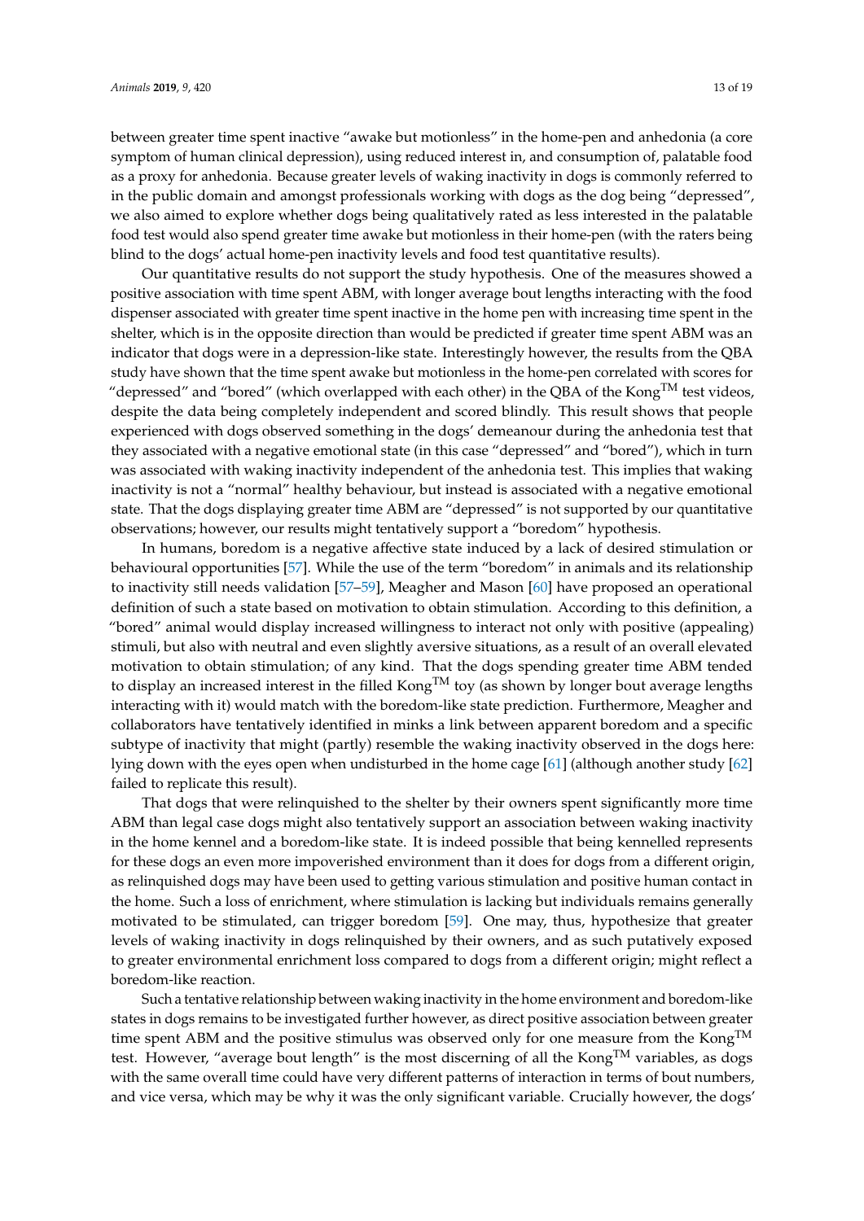between greater time spent inactive "awake but motionless" in the home-pen and anhedonia (a core symptom of human clinical depression), using reduced interest in, and consumption of, palatable food as a proxy for anhedonia. Because greater levels of waking inactivity in dogs is commonly referred to in the public domain and amongst professionals working with dogs as the dog being "depressed", we also aimed to explore whether dogs being qualitatively rated as less interested in the palatable food test would also spend greater time awake but motionless in their home-pen (with the raters being blind to the dogs' actual home-pen inactivity levels and food test quantitative results).

Our quantitative results do not support the study hypothesis. One of the measures showed a positive association with time spent ABM, with longer average bout lengths interacting with the food dispenser associated with greater time spent inactive in the home pen with increasing time spent in the shelter, which is in the opposite direction than would be predicted if greater time spent ABM was an indicator that dogs were in a depression-like state. Interestingly however, the results from the QBA study have shown that the time spent awake but motionless in the home-pen correlated with scores for "depressed" and "bored" (which overlapped with each other) in the QBA of the Kong$^{TM}$ test videos, despite the data being completely independent and scored blindly. This result shows that people experienced with dogs observed something in the dogs' demeanour during the anhedonia test that they associated with a negative emotional state (in this case "depressed" and "bored"), which in turn was associated with waking inactivity independent of the anhedonia test. This implies that waking inactivity is not a "normal" healthy behaviour, but instead is associated with a negative emotional state. That the dogs displaying greater time ABM are "depressed" is not supported by our quantitative observations; however, our results might tentatively support a "boredom" hypothesis.

In humans, boredom is a negative affective state induced by a lack of desired stimulation or behavioural opportunities [57]. While the use of the term "boredom" in animals and its relationship to inactivity still needs validation [57–59], Meagher and Mason [60] have proposed an operational definition of such a state based on motivation to obtain stimulation. According to this definition, a "bored" animal would display increased willingness to interact not only with positive (appealing) stimuli, but also with neutral and even slightly aversive situations, as a result of an overall elevated motivation to obtain stimulation; of any kind. That the dogs spending greater time ABM tended to display an increased interest in the filled Kong$^{TM}$ toy (as shown by longer bout average lengths interacting with it) would match with the boredom-like state prediction. Furthermore, Meagher and collaborators have tentatively identified in minks a link between apparent boredom and a specific subtype of inactivity that might (partly) resemble the waking inactivity observed in the dogs here: lying down with the eyes open when undisturbed in the home cage [61] (although another study [62] failed to replicate this result).

That dogs that were relinquished to the shelter by their owners spent significantly more time ABM than legal case dogs might also tentatively support an association between waking inactivity in the home kennel and a boredom-like state. It is indeed possible that being kennelled represents for these dogs an even more impoverished environment than it does for dogs from a different origin, as relinquished dogs may have been used to getting various stimulation and positive human contact in the home. Such a loss of enrichment, where stimulation is lacking but individuals remains generally motivated to be stimulated, can trigger boredom [59]. One may, thus, hypothesize that greater levels of waking inactivity in dogs relinquished by their owners, and as such putatively exposed to greater environmental enrichment loss compared to dogs from a different origin; might reflect a boredom-like reaction.

Such a tentative relationship between waking inactivity in the home environment and boredom-like states in dogs remains to be investigated further however, as direct positive association between greater time spent ABM and the positive stimulus was observed only for one measure from the Kong$^{TM}$ test. However, "average bout length" is the most discerning of all the Kong$^{TM}$ variables, as dogs with the same overall time could have very different patterns of interaction in terms of bout numbers, and vice versa, which may be why it was the only significant variable. Crucially however, the dogs'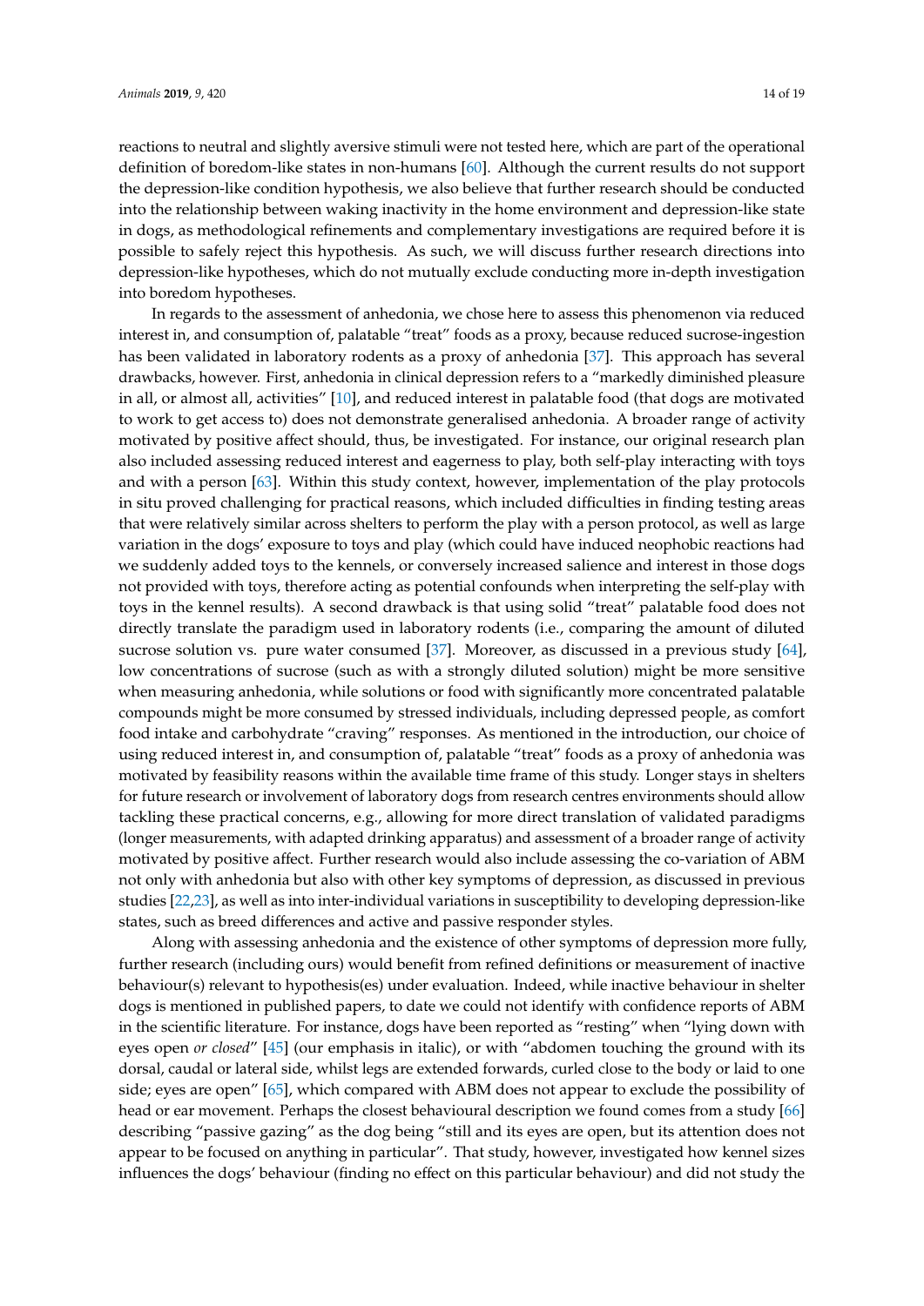reactions to neutral and slightly aversive stimuli were not tested here, which are part of the operational definition of boredom-like states in non-humans [60]. Although the current results do not support the depression-like condition hypothesis, we also believe that further research should be conducted into the relationship between waking inactivity in the home environment and depression-like state in dogs, as methodological refinements and complementary investigations are required before it is possible to safely reject this hypothesis. As such, we will discuss further research directions into depression-like hypotheses, which do not mutually exclude conducting more in-depth investigation into boredom hypotheses.

In regards to the assessment of anhedonia, we chose here to assess this phenomenon via reduced interest in, and consumption of, palatable "treat" foods as a proxy, because reduced sucrose-ingestion has been validated in laboratory rodents as a proxy of anhedonia [37]. This approach has several drawbacks, however. First, anhedonia in clinical depression refers to a "markedly diminished pleasure in all, or almost all, activities" [10], and reduced interest in palatable food (that dogs are motivated to work to get access to) does not demonstrate generalised anhedonia. A broader range of activity motivated by positive affect should, thus, be investigated. For instance, our original research plan also included assessing reduced interest and eagerness to play, both self-play interacting with toys and with a person [63]. Within this study context, however, implementation of the play protocols in situ proved challenging for practical reasons, which included difficulties in finding testing areas that were relatively similar across shelters to perform the play with a person protocol, as well as large variation in the dogs' exposure to toys and play (which could have induced neophobic reactions had we suddenly added toys to the kennels, or conversely increased salience and interest in those dogs not provided with toys, therefore acting as potential confounds when interpreting the self-play with toys in the kennel results). A second drawback is that using solid "treat" palatable food does not directly translate the paradigm used in laboratory rodents (i.e., comparing the amount of diluted sucrose solution vs. pure water consumed [37]. Moreover, as discussed in a previous study [64], low concentrations of sucrose (such as with a strongly diluted solution) might be more sensitive when measuring anhedonia, while solutions or food with significantly more concentrated palatable compounds might be more consumed by stressed individuals, including depressed people, as comfort food intake and carbohydrate "craving" responses. As mentioned in the introduction, our choice of using reduced interest in, and consumption of, palatable "treat" foods as a proxy of anhedonia was motivated by feasibility reasons within the available time frame of this study. Longer stays in shelters for future research or involvement of laboratory dogs from research centres environments should allow tackling these practical concerns, e.g., allowing for more direct translation of validated paradigms (longer measurements, with adapted drinking apparatus) and assessment of a broader range of activity motivated by positive affect. Further research would also include assessing the co-variation of ABM not only with anhedonia but also with other key symptoms of depression, as discussed in previous studies [22,23], as well as into inter-individual variations in susceptibility to developing depression-like states, such as breed differences and active and passive responder styles.

Along with assessing anhedonia and the existence of other symptoms of depression more fully, further research (including ours) would benefit from refined definitions or measurement of inactive behaviour(s) relevant to hypothesis(es) under evaluation. Indeed, while inactive behaviour in shelter dogs is mentioned in published papers, to date we could not identify with confidence reports of ABM in the scientific literature. For instance, dogs have been reported as "resting" when "lying down with eyes open *or closed*" [45] (our emphasis in italic), or with "abdomen touching the ground with its dorsal, caudal or lateral side, whilst legs are extended forwards, curled close to the body or laid to one side; eyes are open" [65], which compared with ABM does not appear to exclude the possibility of head or ear movement. Perhaps the closest behavioural description we found comes from a study [66] describing "passive gazing" as the dog being "still and its eyes are open, but its attention does not appear to be focused on anything in particular". That study, however, investigated how kennel sizes influences the dogs' behaviour (finding no effect on this particular behaviour) and did not study the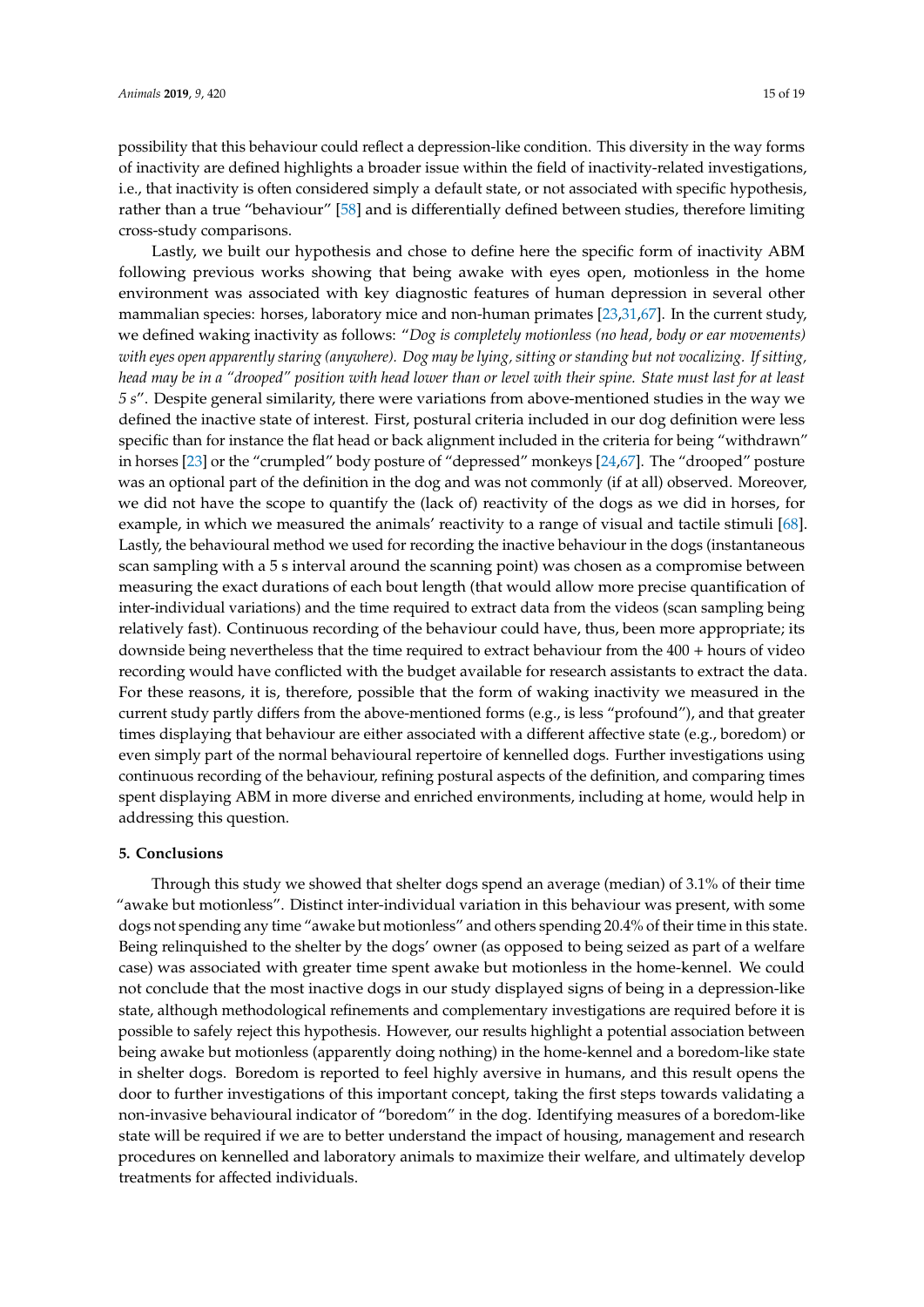possibility that this behaviour could reflect a depression-like condition. This diversity in the way forms of inactivity are defined highlights a broader issue within the field of inactivity-related investigations, i.e., that inactivity is often considered simply a default state, or not associated with specific hypothesis, rather than a true "behaviour" [58] and is differentially defined between studies, therefore limiting cross-study comparisons.

Lastly, we built our hypothesis and chose to define here the specific form of inactivity ABM following previous works showing that being awake with eyes open, motionless in the home environment was associated with key diagnostic features of human depression in several other mammalian species: horses, laboratory mice and non-human primates [23,31,67]. In the current study, we defined waking inactivity as follows: "*Dog is completely motionless (no head, body or ear movements) with eyes open apparently staring (anywhere). Dog may be lying, sitting or standing but not vocalizing. If sitting, head may be in a "drooped" position with head lower than or level with their spine. State must last for at least 5 s*". Despite general similarity, there were variations from above-mentioned studies in the way we defined the inactive state of interest. First, postural criteria included in our dog definition were less specific than for instance the flat head or back alignment included in the criteria for being "withdrawn" in horses [23] or the "crumpled" body posture of "depressed" monkeys [24,67]. The "drooped" posture was an optional part of the definition in the dog and was not commonly (if at all) observed. Moreover, we did not have the scope to quantify the (lack of) reactivity of the dogs as we did in horses, for example, in which we measured the animals' reactivity to a range of visual and tactile stimuli [68]. Lastly, the behavioural method we used for recording the inactive behaviour in the dogs (instantaneous scan sampling with a 5 s interval around the scanning point) was chosen as a compromise between measuring the exact durations of each bout length (that would allow more precise quantification of inter-individual variations) and the time required to extract data from the videos (scan sampling being relatively fast). Continuous recording of the behaviour could have, thus, been more appropriate; its downside being nevertheless that the time required to extract behaviour from the 400 + hours of video recording would have conflicted with the budget available for research assistants to extract the data. For these reasons, it is, therefore, possible that the form of waking inactivity we measured in the current study partly differs from the above-mentioned forms (e.g., is less "profound"), and that greater times displaying that behaviour are either associated with a different affective state (e.g., boredom) or even simply part of the normal behavioural repertoire of kennelled dogs. Further investigations using continuous recording of the behaviour, refining postural aspects of the definition, and comparing times spent displaying ABM in more diverse and enriched environments, including at home, would help in addressing this question.

## 5. Conclusions

Through this study we showed that shelter dogs spend an average (median) of 3.1% of their time "awake but motionless". Distinct inter-individual variation in this behaviour was present, with some dogs not spending any time "awake but motionless" and others spending 20.4% of their time in this state. Being relinquished to the shelter by the dogs' owner (as opposed to being seized as part of a welfare case) was associated with greater time spent awake but motionless in the home-kennel. We could not conclude that the most inactive dogs in our study displayed signs of being in a depression-like state, although methodological refinements and complementary investigations are required before it is possible to safely reject this hypothesis. However, our results highlight a potential association between being awake but motionless (apparently doing nothing) in the home-kennel and a boredom-like state in shelter dogs. Boredom is reported to feel highly aversive in humans, and this result opens the door to further investigations of this important concept, taking the first steps towards validating a non-invasive behavioural indicator of "boredom" in the dog. Identifying measures of a boredom-like state will be required if we are to better understand the impact of housing, management and research procedures on kennelled and laboratory animals to maximize their welfare, and ultimately develop treatments for affected individuals.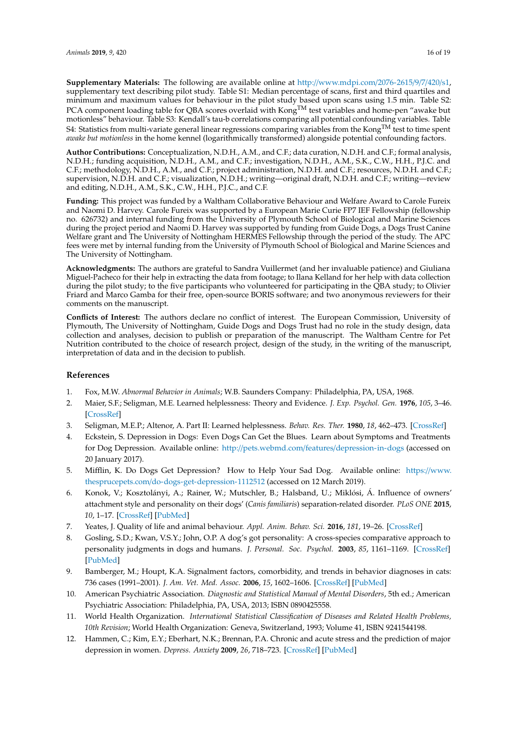**Supplementary Materials:** The following are available online at http://www.mdpi.com/2076-2615/9/7/420/s1, supplementary text describing pilot study. Table S1: Median percentage of scans, first and third quartiles and minimum and maximum values for behaviour in the pilot study based upon scans using 1.5 min. Table S2: PCA component loading table for QBA scores overlaid with Kong$^{TM}$ test variables and home-pen "awake but motionless" behaviour. Table S3: Kendall's tau-b correlations comparing all potential confounding variables. Table S4: Statistics from multi-variate general linear regressions comparing variables from the Kong$^{TM}$ test to time spent *awake but motionless* in the home kennel (logarithmically transformed) alongside potential confounding factors.

**Author Contributions:** Conceptualization, N.D.H., A.M., and C.F.; data curation, N.D.H. and C.F.; formal analysis, N.D.H.; funding acquisition, N.D.H., A.M., and C.F.; investigation, N.D.H., A.M., S.K., C.W., H.H., P.J.C. and C.F.; methodology, N.D.H., A.M., and C.F.; project administration, N.D.H. and C.F.; resources, N.D.H. and C.F.; supervision, N.D.H. and C.F.; visualization, N.D.H.; writing—original draft, N.D.H. and C.F.; writing—review and editing, N.D.H., A.M., S.K., C.W., H.H., P.J.C., and C.F.

**Funding:** This project was funded by a Waltham Collaborative Behaviour and Welfare Award to Carole Fureix and Naomi D. Harvey. Carole Fureix was supported by a European Marie Curie FP7 IEF Fellowship (fellowship no. 626732) and internal funding from the University of Plymouth School of Biological and Marine Sciences during the project period and Naomi D. Harvey was supported by funding from Guide Dogs, a Dogs Trust Canine Welfare grant and The University of Nottingham HERMES Fellowship through the period of the study. The APC fees were met by internal funding from the University of Plymouth School of Biological and Marine Sciences and The University of Nottingham.

**Acknowledgments:** The authors are grateful to Sandra Vuillermet (and her invaluable patience) and Giuliana Miguel-Pacheco for their help in extracting the data from footage; to Ilana Kelland for her help with data collection during the pilot study; to the five participants who volunteered for participating in the QBA study; to Olivier Friard and Marco Gamba for their free, open-source BORIS software; and two anonymous reviewers for their comments on the manuscript.

**Conflicts of Interest:** The authors declare no conflict of interest. The European Commission, University of Plymouth, The University of Nottingham, Guide Dogs and Dogs Trust had no role in the study design, data collection and analyses, decision to publish or preparation of the manuscript. The Waltham Centre for Pet Nutrition contributed to the choice of research project, design of the study, in the writing of the manuscript, interpretation of data and in the decision to publish.

## References

1. Fox, M.W. *Abnormal Behavior in Animals*; W.B. Saunders Company: Philadelphia, PA, USA, 1968.
2. Maier, S.F.; Seligman, M.E. Learned helplessness: Theory and Evidence. *J. Exp. Psychol. Gen.* **1976**, *105*, 3–46. [CrossRef]
3. Seligman, M.E.P.; Altenor, A. Part II: Learned helplessness. *Behav. Res. Ther.* **1980**, *18*, 462–473. [CrossRef]
4. Eckstein, S. Depression in Dogs: Even Dogs Can Get the Blues. Learn about Symptoms and Treatments for Dog Depression. Available online: http://pets.webmd.com/features/depression-in-dogs (accessed on 20 January 2017).
5. Mifflin, K. Do Dogs Get Depression? How to Help Your Sad Dog. Available online: https://www.thesprucepets.com/do-dogs-get-depression-1112512 (accessed on 12 March 2019).
6. Konok, V.; Kosztolányi, A.; Rainer, W.; Mutschler, B.; Halsband, U.; Miklósi, Á. Influence of owners' attachment style and personality on their dogs' (*Canis familiaris*) separation-related disorder. *PLoS ONE* **2015**, *10*, 1–17. [CrossRef] [PubMed]
7. Yeates, J. Quality of life and animal behaviour. *Appl. Anim. Behav. Sci.* **2016**, *181*, 19–26. [CrossRef]
8. Gosling, S.D.; Kwan, V.S.Y.; John, O.P. A dog's got personality: A cross-species comparative approach to personality judgments in dogs and humans. *J. Personal. Soc. Psychol.* **2003**, *85*, 1161–1169. [CrossRef] [PubMed]
9. Bamberger, M.; Houpt, K.A. Signalment factors, comorbidity, and trends in behavior diagnoses in cats: 736 cases (1991–2001). *J. Am. Vet. Med. Assoc.* **2006**, *15*, 1602–1606. [CrossRef] [PubMed]
10. American Psychiatric Association. *Diagnostic and Statistical Manual of Mental Disorders*, 5th ed.; American Psychiatric Association: Philadelphia, PA, USA, 2013; ISBN 0890425558.
11. World Health Organization. *International Statistical Classification of Diseases and Related Health Problems, 10th Revision*; World Health Organization: Geneva, Switzerland, 1993; Volume 41, ISBN 9241544198.
12. Hammen, C.; Kim, E.Y.; Eberhart, N.K.; Brennan, P.A. Chronic and acute stress and the prediction of major depression in women. *Depress. Anxiety* **2009**, *26*, 718–723. [CrossRef] [PubMed]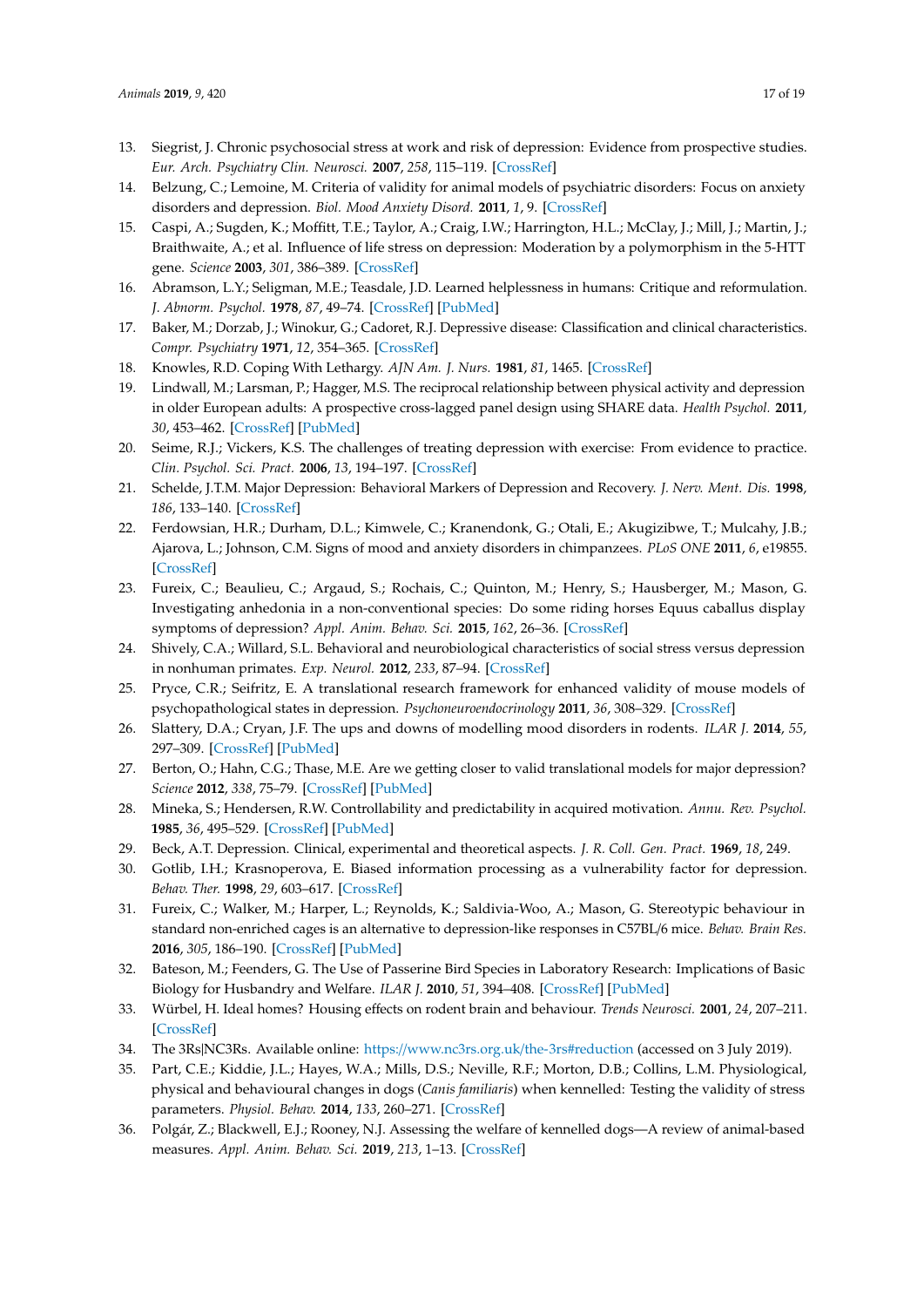13. Siegrist, J. Chronic psychosocial stress at work and risk of depression: Evidence from prospective studies. *Eur. Arch. Psychiatry Clin. Neurosci.* **2007**, *258*, 115–119. [CrossRef]
14. Belzung, C.; Lemoine, M. Criteria of validity for animal models of psychiatric disorders: Focus on anxiety disorders and depression. *Biol. Mood Anxiety Disord.* **2011**, *1*, 9. [CrossRef]
15. Caspi, A.; Sugden, K.; Moffitt, T.E.; Taylor, A.; Craig, I.W.; Harrington, H.L.; McClay, J.; Mill, J.; Martin, J.; Braithwaite, A.; et al. Influence of life stress on depression: Moderation by a polymorphism in the 5-HTT gene. *Science* **2003**, *301*, 386–389. [CrossRef]
16. Abramson, L.Y.; Seligman, M.E.; Teasdale, J.D. Learned helplessness in humans: Critique and reformulation. *J. Abnorm. Psychol.* **1978**, *87*, 49–74. [CrossRef] [PubMed]
17. Baker, M.; Dorzab, J.; Winokur, G.; Cadoret, R.J. Depressive disease: Classification and clinical characteristics. *Compr. Psychiatry* **1971**, *12*, 354–365. [CrossRef]
18. Knowles, R.D. Coping With Lethargy. *AJN Am. J. Nurs.* **1981**, *81*, 1465. [CrossRef]
19. Lindwall, M.; Larsman, P.; Hagger, M.S. The reciprocal relationship between physical activity and depression in older European adults: A prospective cross-lagged panel design using SHARE data. *Health Psychol.* **2011**, *30*, 453–462. [CrossRef] [PubMed]
20. Seime, R.J.; Vickers, K.S. The challenges of treating depression with exercise: From evidence to practice. *Clin. Psychol. Sci. Pract.* **2006**, *13*, 194–197. [CrossRef]
21. Schelde, J.T.M. Major Depression: Behavioral Markers of Depression and Recovery. *J. Nerv. Ment. Dis.* **1998**, *186*, 133–140. [CrossRef]
22. Ferdowsian, H.R.; Durham, D.L.; Kimwele, C.; Kranendonk, G.; Otali, E.; Akugizibwe, T.; Mulcahy, J.B.; Ajarova, L.; Johnson, C.M. Signs of mood and anxiety disorders in chimpanzees. *PLoS ONE* **2011**, *6*, e19855. [CrossRef]
23. Fureix, C.; Beaulieu, C.; Argaud, S.; Rochais, C.; Quinton, M.; Henry, S.; Hausberger, M.; Mason, G. Investigating anhedonia in a non-conventional species: Do some riding horses Equus caballus display symptoms of depression? *Appl. Anim. Behav. Sci.* **2015**, *162*, 26–36. [CrossRef]
24. Shively, C.A.; Willard, S.L. Behavioral and neurobiological characteristics of social stress versus depression in nonhuman primates. *Exp. Neurol.* **2012**, *233*, 87–94. [CrossRef]
25. Pryce, C.R.; Seifritz, E. A translational research framework for enhanced validity of mouse models of psychopathological states in depression. *Psychoneuroendocrinology* **2011**, *36*, 308–329. [CrossRef]
26. Slattery, D.A.; Cryan, J.F. The ups and downs of modelling mood disorders in rodents. *ILAR J.* **2014**, *55*, 297–309. [CrossRef] [PubMed]
27. Berton, O.; Hahn, C.G.; Thase, M.E. Are we getting closer to valid translational models for major depression? *Science* **2012**, *338*, 75–79. [CrossRef] [PubMed]
28. Mineka, S.; Hendersen, R.W. Controllability and predictability in acquired motivation. *Annu. Rev. Psychol.* **1985**, *36*, 495–529. [CrossRef] [PubMed]
29. Beck, A.T. Depression. Clinical, experimental and theoretical aspects. *J. R. Coll. Gen. Pract.* **1969**, *18*, 249.
30. Gotlib, I.H.; Krasnoperova, E. Biased information processing as a vulnerability factor for depression. *Behav. Ther.* **1998**, *29*, 603–617. [CrossRef]
31. Fureix, C.; Walker, M.; Harper, L.; Reynolds, K.; Saldivia-Woo, A.; Mason, G. Stereotypic behaviour in standard non-enriched cages is an alternative to depression-like responses in C57BL/6 mice. *Behav. Brain Res.* **2016**, *305*, 186–190. [CrossRef] [PubMed]
32. Bateson, M.; Feenders, G. The Use of Passerine Bird Species in Laboratory Research: Implications of Basic Biology for Husbandry and Welfare. *ILAR J.* **2010**, *51*, 394–408. [CrossRef] [PubMed]
33. Würbel, H. Ideal homes? Housing effects on rodent brain and behaviour. *Trends Neurosci.* **2001**, *24*, 207–211. [CrossRef]
34. The 3Rs|NC3Rs. Available online: https://www.nc3rs.org.uk/the-3rs#reduction (accessed on 3 July 2019).
35. Part, C.E.; Kiddie, J.L.; Hayes, W.A.; Mills, D.S.; Neville, R.F.; Morton, D.B.; Collins, L.M. Physiological, physical and behavioural changes in dogs (*Canis familiaris*) when kennelled: Testing the validity of stress parameters. *Physiol. Behav.* **2014**, *133*, 260–271. [CrossRef]
36. Polgár, Z.; Blackwell, E.J.; Rooney, N.J. Assessing the welfare of kennelled dogs—A review of animal-based measures. *Appl. Anim. Behav. Sci.* **2019**, *213*, 1–13. [CrossRef]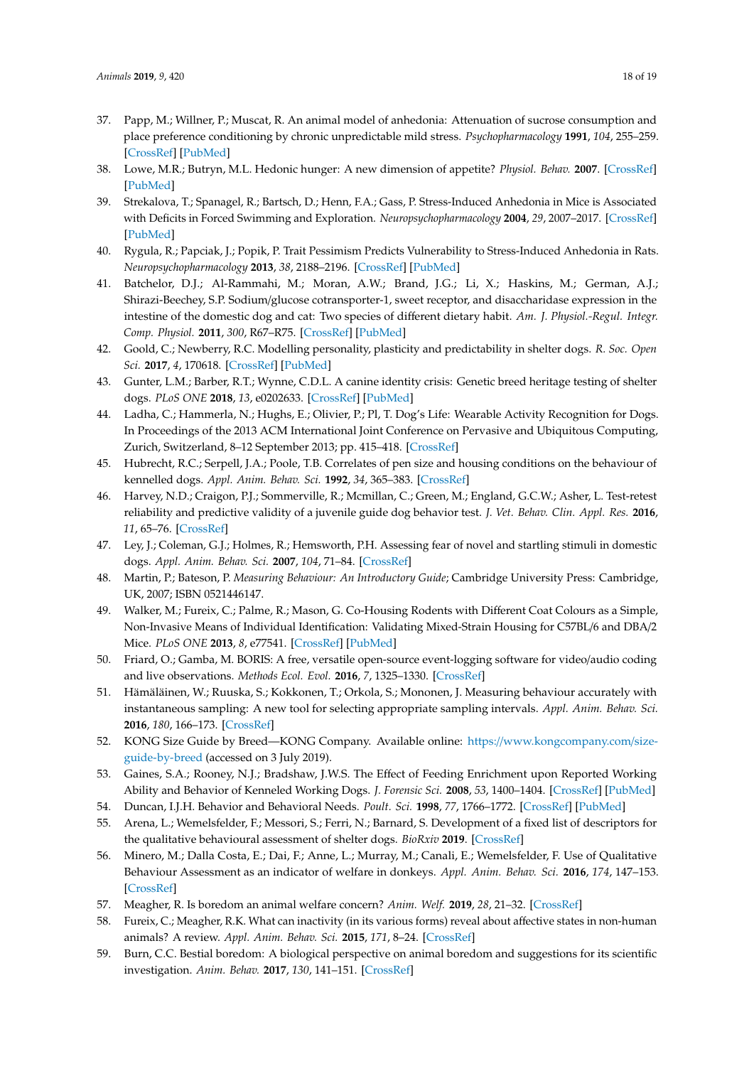37. Papp, M.; Willner, P.; Muscat, R. An animal model of anhedonia: Attenuation of sucrose consumption and place preference conditioning by chronic unpredictable mild stress. *Psychopharmacology* **1991**, *104*, 255–259. [CrossRef] [PubMed]
38. Lowe, M.R.; Butryn, M.L. Hedonic hunger: A new dimension of appetite? *Physiol. Behav.* **2007**. [CrossRef] [PubMed]
39. Strekalova, T.; Spanagel, R.; Bartsch, D.; Henn, F.A.; Gass, P. Stress-Induced Anhedonia in Mice is Associated with Deficits in Forced Swimming and Exploration. *Neuropsychopharmacology* **2004**, *29*, 2007–2017. [CrossRef] [PubMed]
40. Rygula, R.; Papciak, J.; Popik, P. Trait Pessimism Predicts Vulnerability to Stress-Induced Anhedonia in Rats. *Neuropsychopharmacology* **2013**, *38*, 2188–2196. [CrossRef] [PubMed]
41. Batchelor, D.J.; Al-Rammahi, M.; Moran, A.W.; Brand, J.G.; Li, X.; Haskins, M.; German, A.J.; Shirazi-Beechey, S.P. Sodium/glucose cotransporter-1, sweet receptor, and disaccharidase expression in the intestine of the domestic dog and cat: Two species of different dietary habit. *Am. J. Physiol.-Regul. Integr. Comp. Physiol.* **2011**, *300*, R67–R75. [CrossRef] [PubMed]
42. Goold, C.; Newberry, R.C. Modelling personality, plasticity and predictability in shelter dogs. *R. Soc. Open Sci.* **2017**, *4*, 170618. [CrossRef] [PubMed]
43. Gunter, L.M.; Barber, R.T.; Wynne, C.D.L. A canine identity crisis: Genetic breed heritage testing of shelter dogs. *PLoS ONE* **2018**, *13*, e0202633. [CrossRef] [PubMed]
44. Ladha, C.; Hammerla, N.; Hughs, E.; Olivier, P.; Pl, T. Dog's Life: Wearable Activity Recognition for Dogs. In Proceedings of the 2013 ACM International Joint Conference on Pervasive and Ubiquitous Computing, Zurich, Switzerland, 8–12 September 2013; pp. 415–418. [CrossRef]
45. Hubrecht, R.C.; Serpell, J.A.; Poole, T.B. Correlates of pen size and housing conditions on the behaviour of kennelled dogs. *Appl. Anim. Behav. Sci.* **1992**, *34*, 365–383. [CrossRef]
46. Harvey, N.D.; Craigon, P.J.; Sommerville, R.; Mcmillan, C.; Green, M.; England, G.C.W.; Asher, L. Test-retest reliability and predictive validity of a juvenile guide dog behavior test. *J. Vet. Behav. Clin. Appl. Res.* **2016**, *11*, 65–76. [CrossRef]
47. Ley, J.; Coleman, G.J.; Holmes, R.; Hemsworth, P.H. Assessing fear of novel and startling stimuli in domestic dogs. *Appl. Anim. Behav. Sci.* **2007**, *104*, 71–84. [CrossRef]
48. Martin, P.; Bateson, P. *Measuring Behaviour: An Introductory Guide*; Cambridge University Press: Cambridge, UK, 2007; ISBN 0521446147.
49. Walker, M.; Fureix, C.; Palme, R.; Mason, G. Co-Housing Rodents with Different Coat Colours as a Simple, Non-Invasive Means of Individual Identification: Validating Mixed-Strain Housing for C57BL/6 and DBA/2 Mice. *PLoS ONE* **2013**, *8*, e77541. [CrossRef] [PubMed]
50. Friard, O.; Gamba, M. BORIS: A free, versatile open-source event-logging software for video/audio coding and live observations. *Methods Ecol. Evol.* **2016**, *7*, 1325–1330. [CrossRef]
51. Hämäläinen, W.; Ruuska, S.; Kokkonen, T.; Orkola, S.; Mononen, J. Measuring behaviour accurately with instantaneous sampling: A new tool for selecting appropriate sampling intervals. *Appl. Anim. Behav. Sci.* **2016**, *180*, 166–173. [CrossRef]
52. KONG Size Guide by Breed—KONG Company. Available online: https://www.kongcompany.com/size-guide-by-breed (accessed on 3 July 2019).
53. Gaines, S.A.; Rooney, N.J.; Bradshaw, J.W.S. The Effect of Feeding Enrichment upon Reported Working Ability and Behavior of Kenneled Working Dogs. *J. Forensic Sci.* **2008**, *53*, 1400–1404. [CrossRef] [PubMed]
54. Duncan, I.J.H. Behavior and Behavioral Needs. *Poult. Sci.* **1998**, *77*, 1766–1772. [CrossRef] [PubMed]
55. Arena, L.; Wemelsfelder, F.; Messori, S.; Ferri, N.; Barnard, S. Development of a fixed list of descriptors for the qualitative behavioural assessment of shelter dogs. *BioRxiv* **2019**. [CrossRef]
56. Minero, M.; Dalla Costa, E.; Dai, F.; Anne, L.; Murray, M.; Canali, E.; Wemelsfelder, F. Use of Qualitative Behaviour Assessment as an indicator of welfare in donkeys. *Appl. Anim. Behav. Sci.* **2016**, *174*, 147–153. [CrossRef]
57. Meagher, R. Is boredom an animal welfare concern? *Anim. Welf.* **2019**, *28*, 21–32. [CrossRef]
58. Fureix, C.; Meagher, R.K. What can inactivity (in its various forms) reveal about affective states in non-human animals? A review. *Appl. Anim. Behav. Sci.* **2015**, *171*, 8–24. [CrossRef]
59. Burn, C.C. Bestial boredom: A biological perspective on animal boredom and suggestions for its scientific investigation. *Anim. Behav.* **2017**, *130*, 141–151. [CrossRef]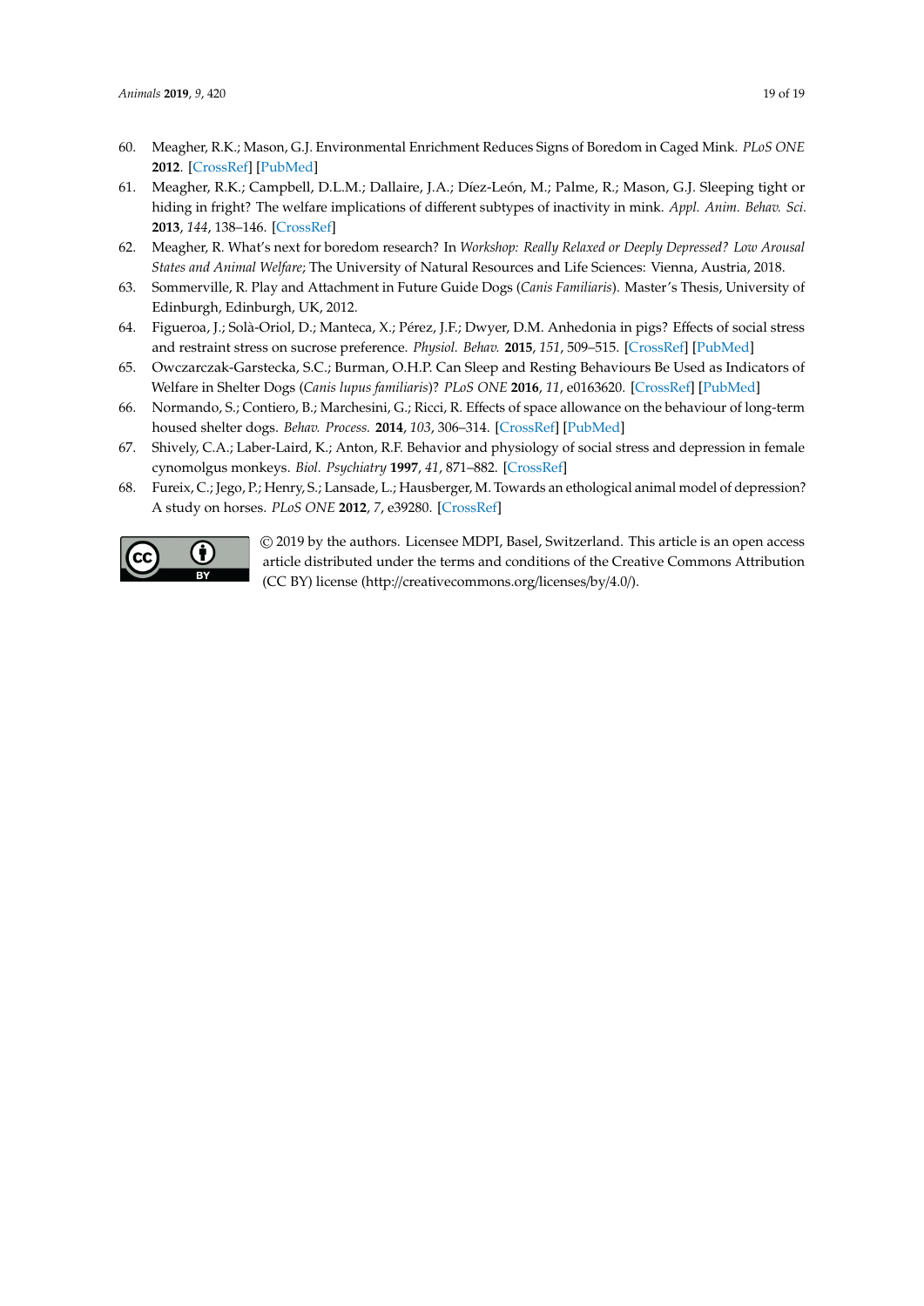60. Meagher, R.K.; Mason, G.J. Environmental Enrichment Reduces Signs of Boredom in Caged Mink. *PLoS ONE* **2012**. [CrossRef] [PubMed]
61. Meagher, R.K.; Campbell, D.L.M.; Dallaire, J.A.; Díez-León, M.; Palme, R.; Mason, G.J. Sleeping tight or hiding in fright? The welfare implications of different subtypes of inactivity in mink. *Appl. Anim. Behav. Sci.* **2013**, *144*, 138–146. [CrossRef]
62. Meagher, R. What's next for boredom research? In *Workshop: Really Relaxed or Deeply Depressed? Low Arousal States and Animal Welfare*; The University of Natural Resources and Life Sciences: Vienna, Austria, 2018.
63. Sommerville, R. Play and Attachment in Future Guide Dogs (*Canis Familiaris*). Master's Thesis, University of Edinburgh, Edinburgh, UK, 2012.
64. Figueroa, J.; Solà-Oriol, D.; Manteca, X.; Pérez, J.F.; Dwyer, D.M. Anhedonia in pigs? Effects of social stress and restraint stress on sucrose preference. *Physiol. Behav.* **2015**, *151*, 509–515. [CrossRef] [PubMed]
65. Owczarczak-Garstecka, S.C.; Burman, O.H.P. Can Sleep and Resting Behaviours Be Used as Indicators of Welfare in Shelter Dogs (*Canis lupus familiaris*)? *PLoS ONE* **2016**, *11*, e0163620. [CrossRef] [PubMed]
66. Normando, S.; Contiero, B.; Marchesini, G.; Ricci, R. Effects of space allowance on the behaviour of long-term housed shelter dogs. *Behav. Process.* **2014**, *103*, 306–314. [CrossRef] [PubMed]
67. Shively, C.A.; Laber-Laird, K.; Anton, R.F. Behavior and physiology of social stress and depression in female cynomolgus monkeys. *Biol. Psychiatry* **1997**, *41*, 871–882. [CrossRef]
68. Fureix, C.; Jego, P.; Henry, S.; Lansade, L.; Hausberger, M. Towards an ethological animal model of depression? A study on horses. *PLoS ONE* **2012**, *7*, e39280. [CrossRef]

© 2019 by the authors. Licensee MDPI, Basel, Switzerland. This article is an open access article distributed under the terms and conditions of the Creative Commons Attribution (CC BY) license (http://creativecommons.org/licenses/by/4.0/).